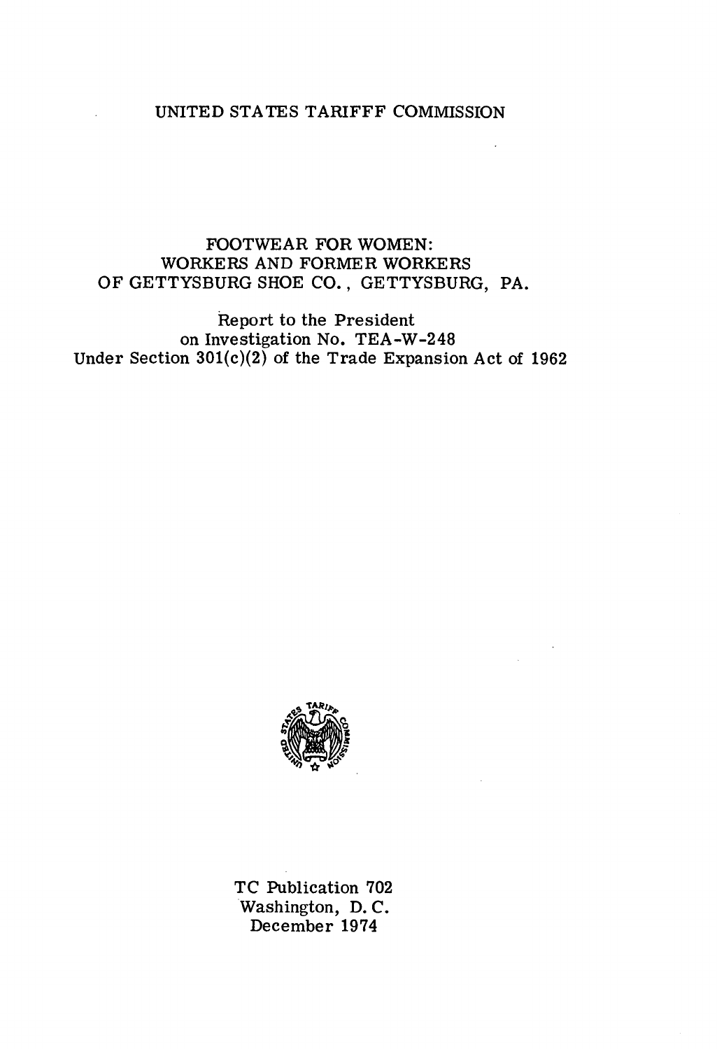UNITED STATES TARIFFF COMMISSION

# FOOTWEAR FOR WOMEN: WORKERS AND FORMER WORKERS OF GETTYSBURG SHOE CO., GETTYSBURG, PA.

Report to the President
on Investigation No. TEA-W-248
Under Section 301(c)(2) of the Trade Expansion Act of 1962

TC Publication 702
Washington, D. C.
December 1974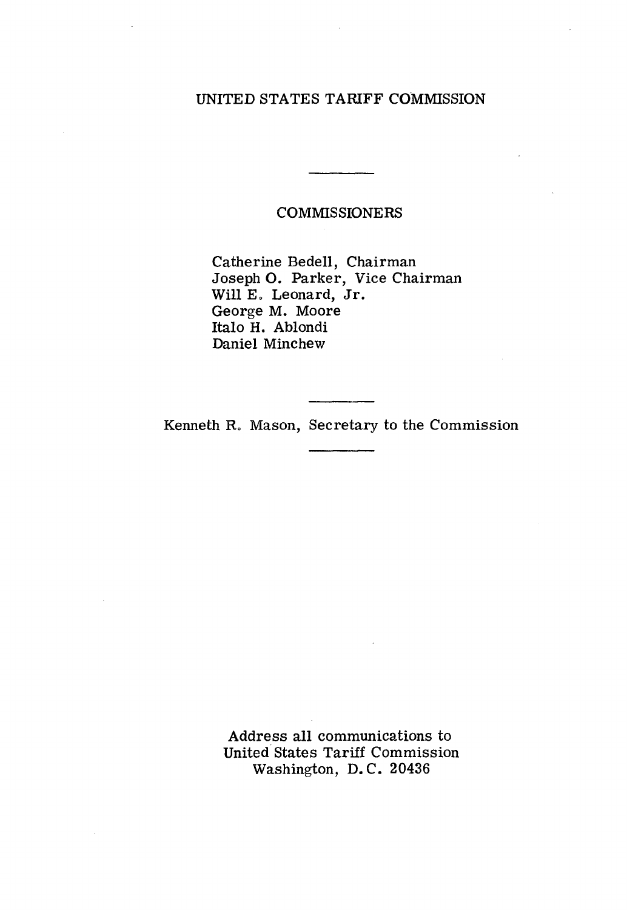UNITED STATES TARIFF COMMISSION

---

COMMISSIONERS

Catherine Bedell, Chairman
Joseph O. Parker, Vice Chairman
Will E. Leonard, Jr.
George M. Moore
Italo H. Ablondi
Daniel Minchew

---

Kenneth R. Mason, Secretary to the Commission

---

Address all communications to
United States Tariff Commission
Washington, D.C. 20436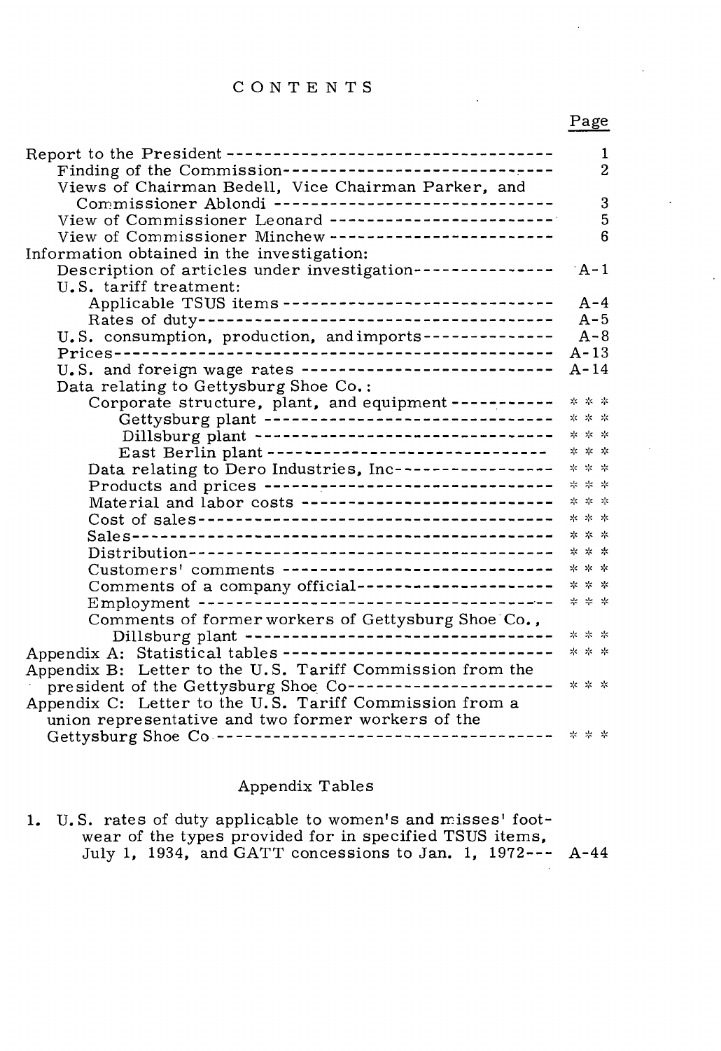# CONTENTS

| | Page |
|---|---|
| Report to the President | 1 |
| Finding of the Commission | 2 |
| Views of Chairman Bedell, Vice Chairman Parker, and Commissioner Ablondi | 3 |
| View of Commissioner Leonard | 5 |
| View of Commissioner Minchew | 6 |
| Information obtained in the investigation: | |
| Description of articles under investigation | A-1 |
| U.S. tariff treatment: | |
| Applicable TSUS items | A-4 |
| Rates of duty | A-5 |
| U.S. consumption, production, and imports | A-8 |
| Prices | A-13 |
| U.S. and foreign wage rates | A-14 |
| Data relating to Gettysburg Shoe Co.: | |
| Corporate structure, plant, and equipment | * * * |
| Gettysburg plant | * * * |
| Dillsburg plant | * * * |
| East Berlin plant | * * * |
| Data relating to Dero Industries, Inc | * * * |
| Products and prices | * * * |
| Material and labor costs | * * * |
| Cost of sales | * * * |
| Sales | * * * |
| Distribution | * * * |
| Customers' comments | * * * |
| Comments of a company official | * * * |
| Employment | * * * |
| Comments of former workers of Gettysburg Shoe Co., Dillsburg plant | * * * |
| Appendix A: Statistical tables | * * * |
| Appendix B: Letter to the U.S. Tariff Commission from the president of the Gettysburg Shoe Co | * * * |
| Appendix C: Letter to the U.S. Tariff Commission from a union representative and two former workers of the Gettysburg Shoe Co | * * * |

## Appendix Tables

| | |
|---|---|
| 1. U.S. rates of duty applicable to women's and misses' footwear of the types provided for in specified TSUS items, July 1, 1934, and GATT concessions to Jan. 1, 1972 | A-44 |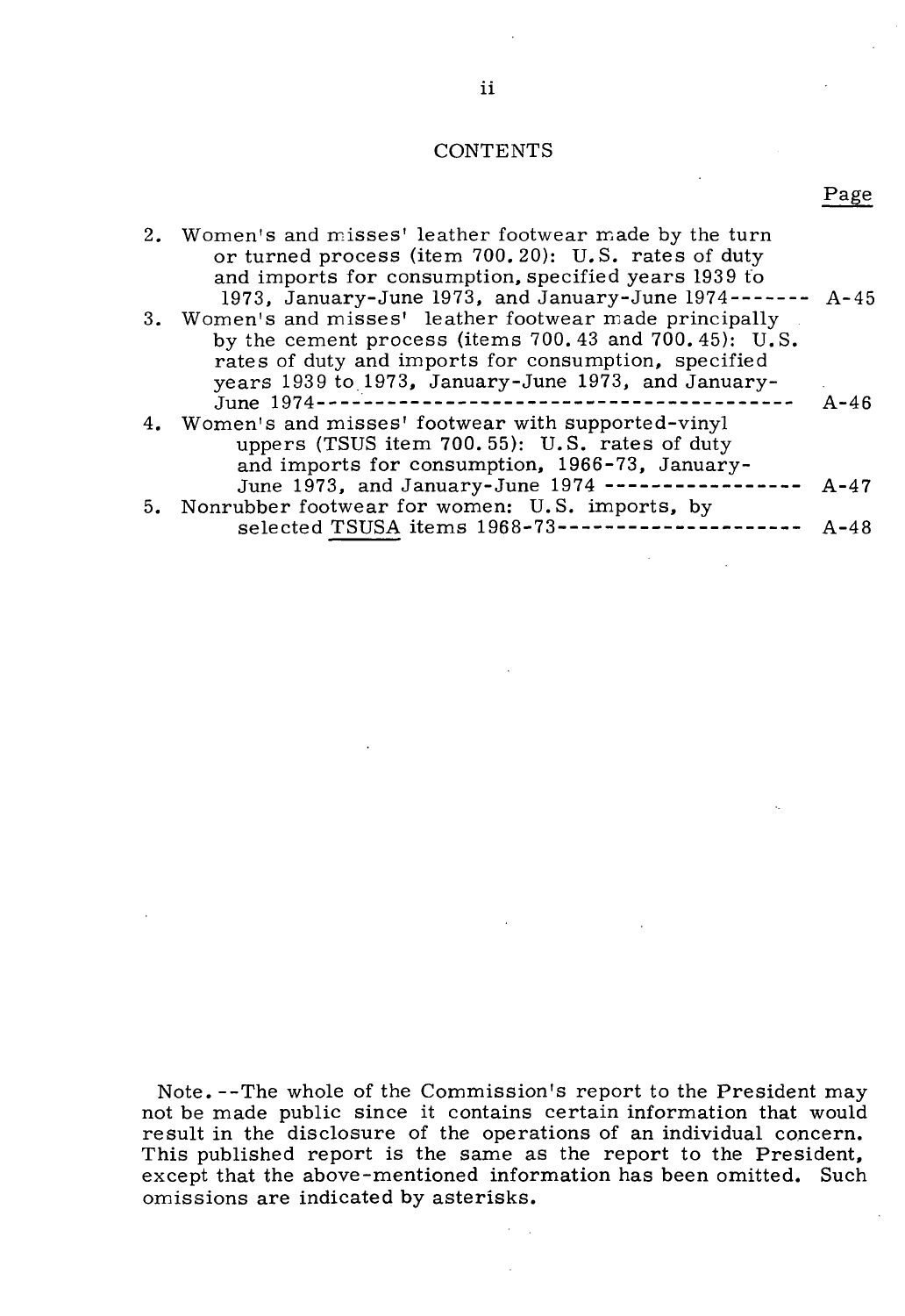## CONTENTS

Page

2. Women's and misses' leather footwear made by the turn or turned process (item 700.20): U.S. rates of duty and imports for consumption, specified years 1939 to 1973, January-June 1973, and January-June 1974------- A-45
3. Women's and misses' leather footwear made principally by the cement process (items 700.43 and 700.45): U.S. rates of duty and imports for consumption, specified years 1939 to 1973, January-June 1973, and January-June 1974---------------------------------------- A-46
4. Women's and misses' footwear with supported-vinyl uppers (TSUS item 700.55): U.S. rates of duty and imports for consumption, 1966-73, January-June 1973, and January-June 1974 ----------------- A-47
5. Nonrubber footwear for women: U.S. imports, by selected TSUSA items 1968-73--------------------- A-48

Note.--The whole of the Commission's report to the President may not be made public since it contains certain information that would result in the disclosure of the operations of an individual concern. This published report is the same as the report to the President, except that the above-mentioned information has been omitted. Such omissions are indicated by asterisks.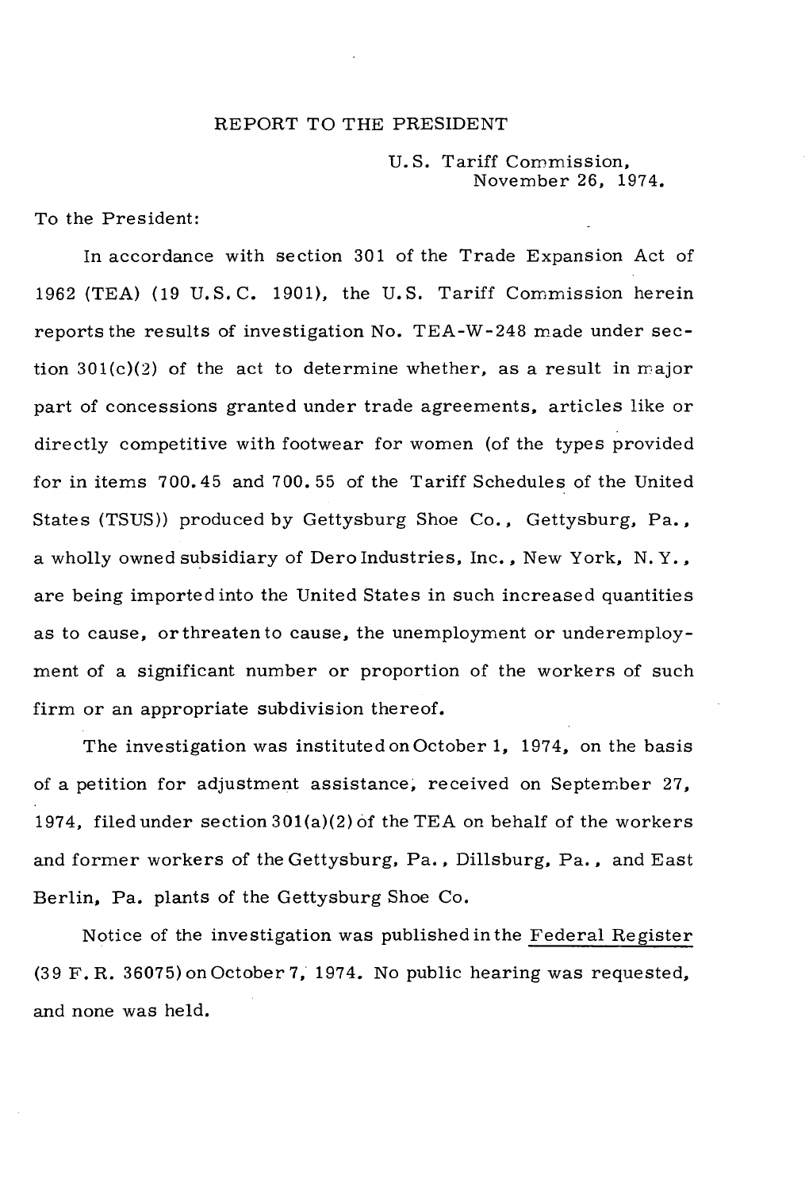REPORT TO THE PRESIDENT

U.S. Tariff Commission,
November 26, 1974.

To the President:

In accordance with section 301 of the Trade Expansion Act of 1962 (TEA) (19 U.S.C. 1901), the U.S. Tariff Commission herein reports the results of investigation No. TEA-W-248 made under section 301(c)(2) of the act to determine whether, as a result in major part of concessions granted under trade agreements, articles like or directly competitive with footwear for women (of the types provided for in items 700.45 and 700.55 of the Tariff Schedules of the United States (TSUS)) produced by Gettysburg Shoe Co., Gettysburg, Pa., a wholly owned subsidiary of Dero Industries, Inc., New York, N.Y., are being imported into the United States in such increased quantities as to cause, or threaten to cause, the unemployment or underemployment of a significant number or proportion of the workers of such firm or an appropriate subdivision thereof.

The investigation was instituted on October 1, 1974, on the basis of a petition for adjustment assistance, received on September 27, 1974, filed under section 301(a)(2) of the TEA on behalf of the workers and former workers of the Gettysburg, Pa., Dillsburg, Pa., and East Berlin, Pa. plants of the Gettysburg Shoe Co.

Notice of the investigation was published in the Federal Register (39 F.R. 36075) on October 7, 1974. No public hearing was requested, and none was held.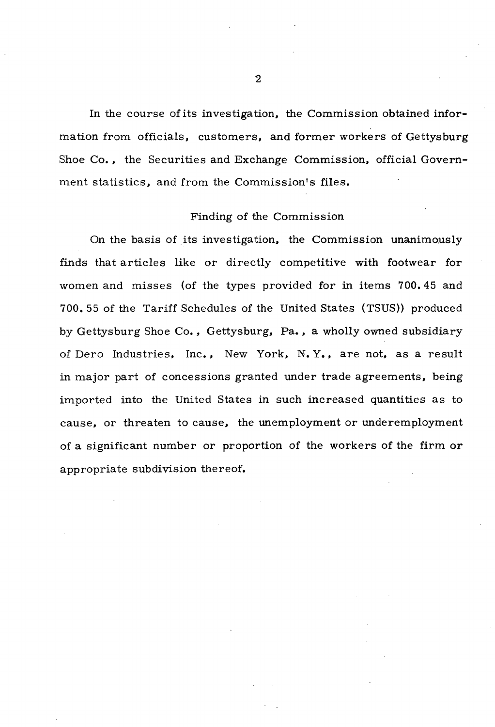In the course of its investigation, the Commission obtained information from officials, customers, and former workers of Gettysburg Shoe Co., the Securities and Exchange Commission, official Government statistics, and from the Commission's files.

## Finding of the Commission

On the basis of its investigation, the Commission unanimously finds that articles like or directly competitive with footwear for women and misses (of the types provided for in items 700.45 and 700.55 of the Tariff Schedules of the United States (TSUS)) produced by Gettysburg Shoe Co., Gettysburg, Pa., a wholly owned subsidiary of Dero Industries, Inc., New York, N.Y., are not, as a result in major part of concessions granted under trade agreements, being imported into the United States in such increased quantities as to cause, or threaten to cause, the unemployment or underemployment of a significant number or proportion of the workers of the firm or appropriate subdivision thereof.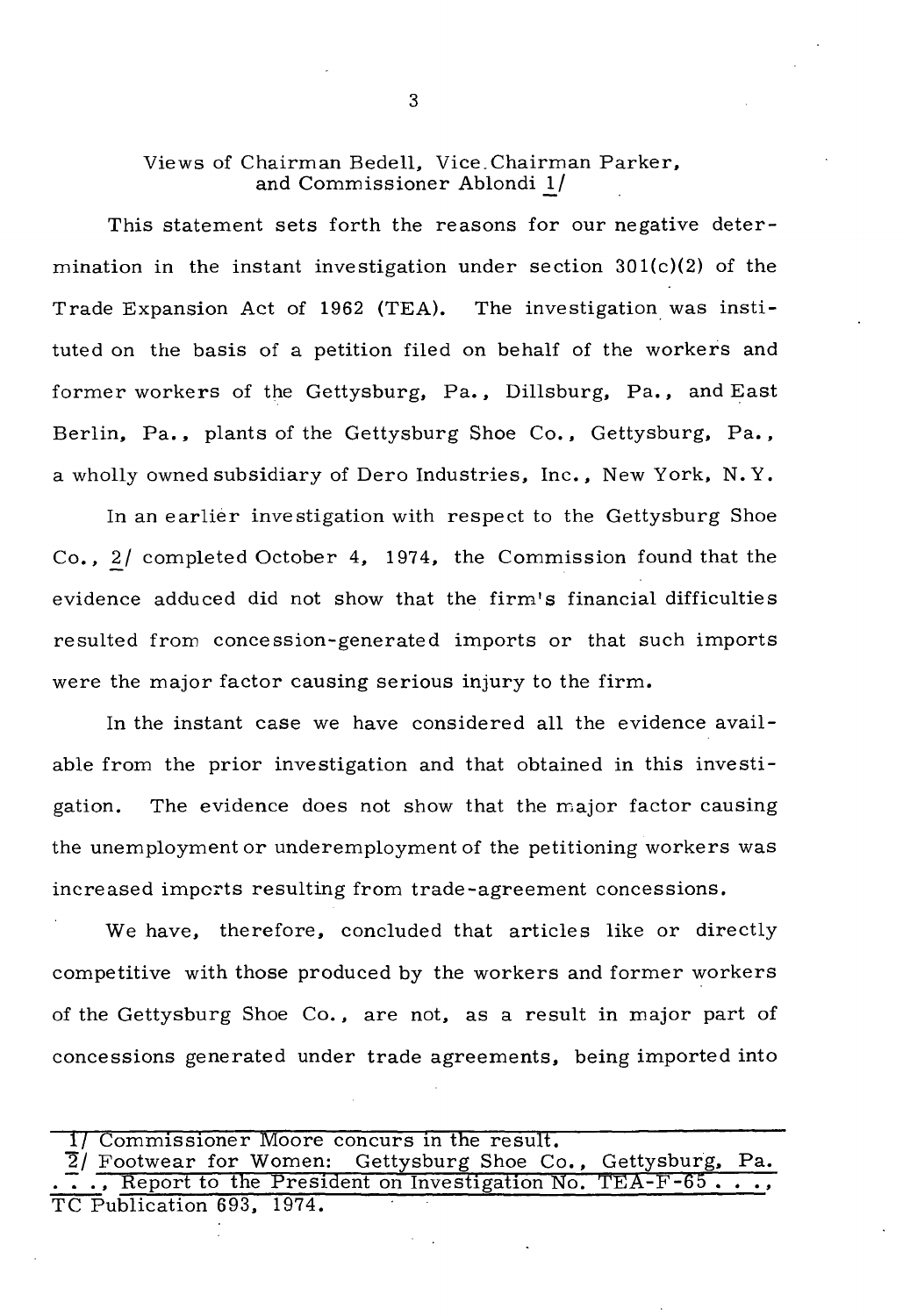## Views of Chairman Bedell, Vice Chairman Parker, and Commissioner Ablondi [1]

This statement sets forth the reasons for our negative determination in the instant investigation under section 301(c)(2) of the Trade Expansion Act of 1962 (TEA). The investigation was instituted on the basis of a petition filed on behalf of the workers and former workers of the Gettysburg, Pa., Dillsburg, Pa., and East Berlin, Pa., plants of the Gettysburg Shoe Co., Gettysburg, Pa., a wholly owned subsidiary of Dero Industries, Inc., New York, N.Y.

In an earlier investigation with respect to the Gettysburg Shoe Co., [2] completed October 4, 1974, the Commission found that the evidence adduced did not show that the firm's financial difficulties resulted from concession-generated imports or that such imports were the major factor causing serious injury to the firm.

In the instant case we have considered all the evidence available from the prior investigation and that obtained in this investigation. The evidence does not show that the major factor causing the unemployment or underemployment of the petitioning workers was increased imports resulting from trade-agreement concessions.

We have, therefore, concluded that articles like or directly competitive with those produced by the workers and former workers of the Gettysburg Shoe Co., are not, as a result in major part of concessions generated under trade agreements, being imported into

---

1/ Commissioner Moore concurs in the result.

2/ Footwear for Women: Gettysburg Shoe Co., Gettysburg, Pa. . . ., Report to the President on Investigation No. TEA-F-65 . . ., TC Publication 693, 1974.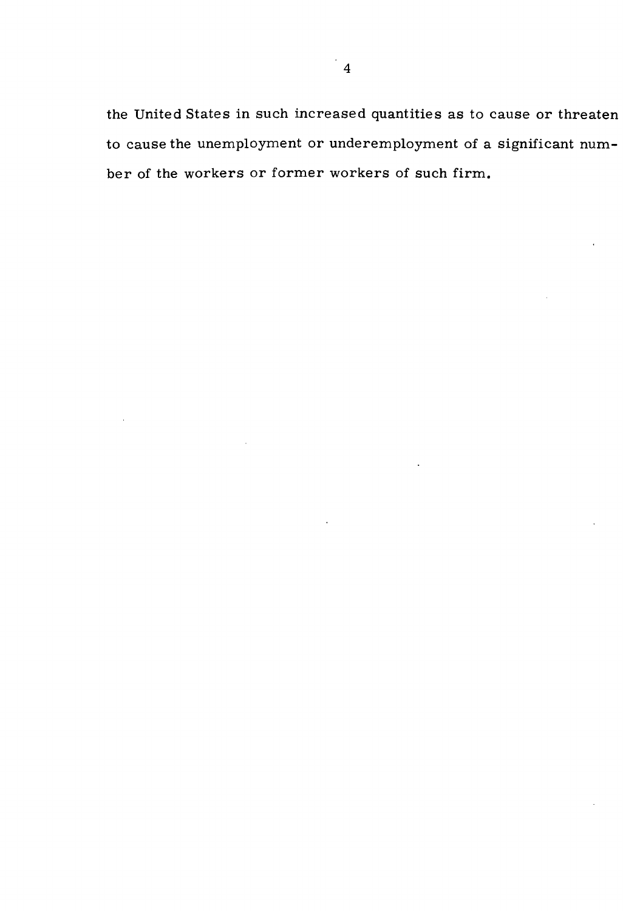the United States in such increased quantities as to cause or threaten to cause the unemployment or underemployment of a significant number of the workers or former workers of such firm.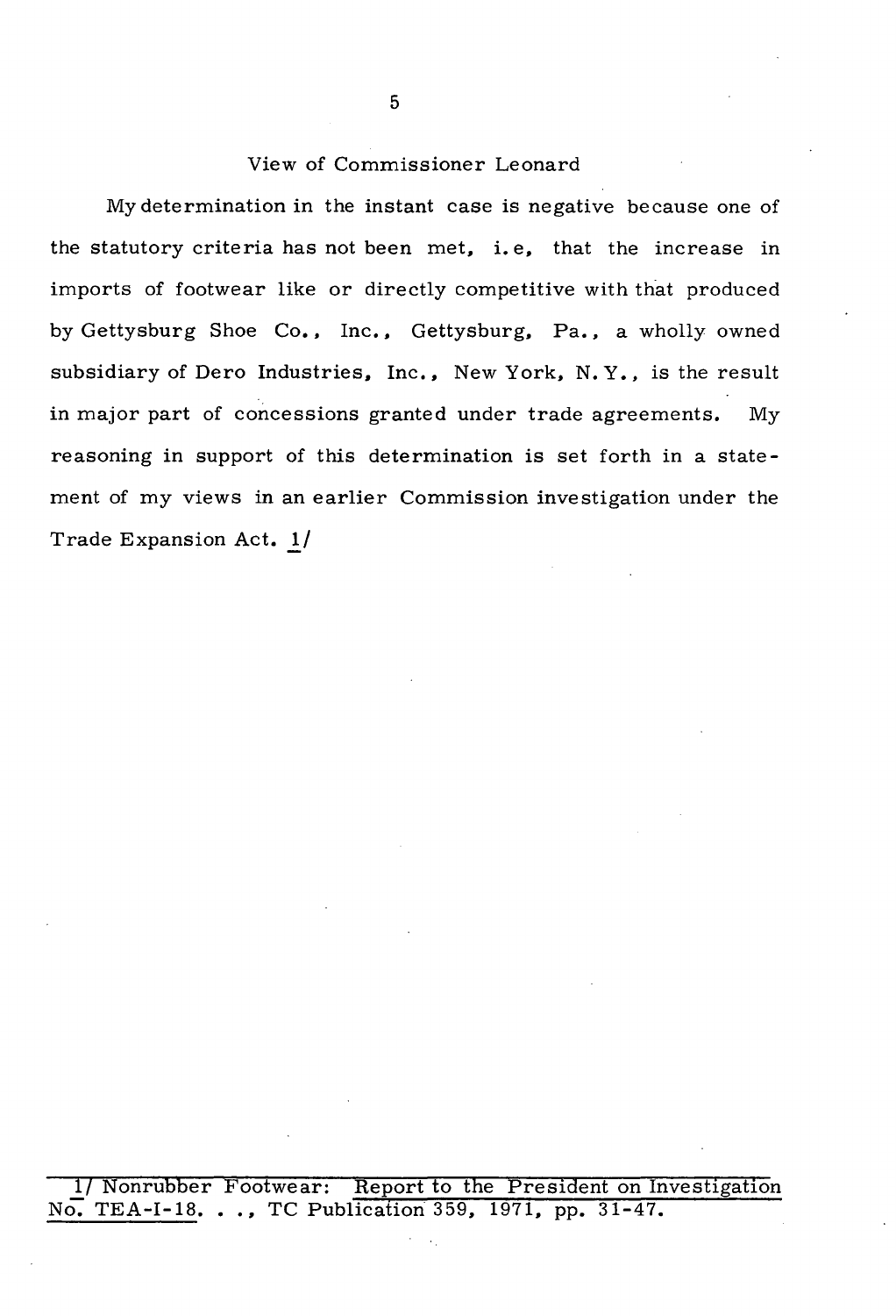## View of Commissioner Leonard

My determination in the instant case is negative because one of the statutory criteria has not been met, i.e, that the increase in imports of footwear like or directly competitive with that produced by Gettysburg Shoe Co., Inc., Gettysburg, Pa., a wholly owned subsidiary of Dero Industries, Inc., New York, N.Y., is the result in major part of concessions granted under trade agreements. My reasoning in support of this determination is set forth in a statement of my views in an earlier Commission investigation under the Trade Expansion Act. 1/

---

1/ Nonrubber Footwear: Report to the President on Investigation No. TEA-I-18. . ., TC Publication 359, 1971, pp. 31-47.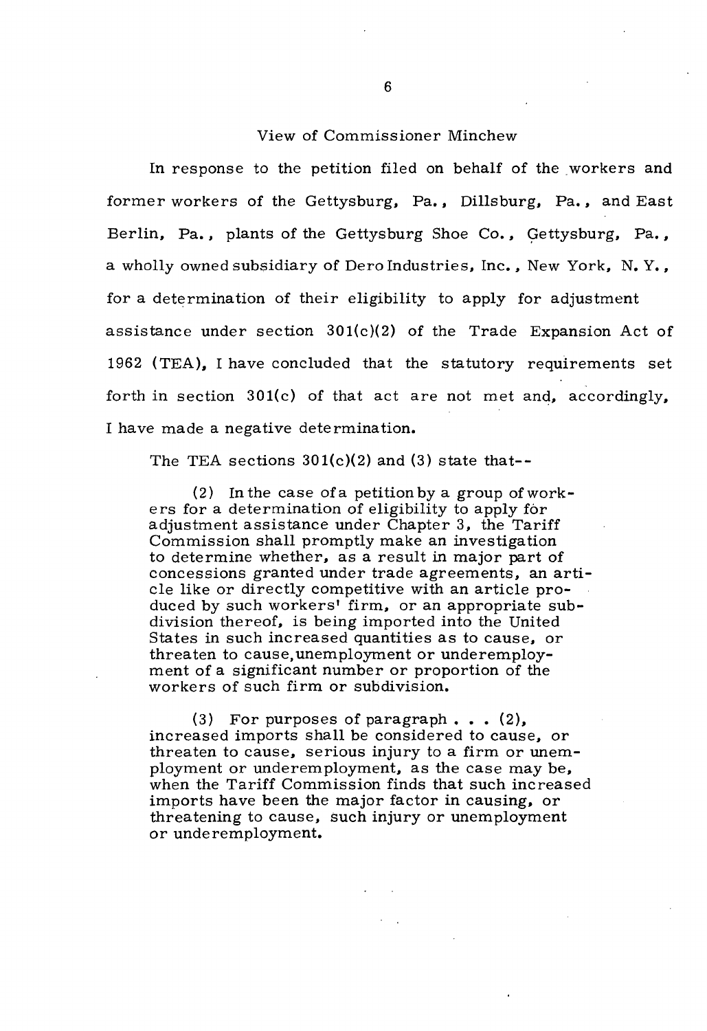## View of Commissioner Minchew

In response to the petition filed on behalf of the workers and former workers of the Gettysburg, Pa., Dillsburg, Pa., and East Berlin, Pa., plants of the Gettysburg Shoe Co., Gettysburg, Pa., a wholly owned subsidiary of Dero Industries, Inc., New York, N. Y., for a determination of their eligibility to apply for adjustment assistance under section 301(c)(2) of the Trade Expansion Act of 1962 (TEA), I have concluded that the statutory requirements set forth in section 301(c) of that act are not met and, accordingly, I have made a negative determination.

The TEA sections 301(c)(2) and (3) state that--

> (2) In the case of a petition by a group of workers for a determination of eligibility to apply for adjustment assistance under Chapter 3, the Tariff Commission shall promptly make an investigation to determine whether, as a result in major part of concessions granted under trade agreements, an article like or directly competitive with an article produced by such workers' firm, or an appropriate subdivision thereof, is being imported into the United States in such increased quantities as to cause, or threaten to cause, unemployment or underemployment of a significant number or proportion of the workers of such firm or subdivision.
>
> (3) For purposes of paragraph . . . (2), increased imports shall be considered to cause, or threaten to cause, serious injury to a firm or unemployment or underemployment, as the case may be, when the Tariff Commission finds that such increased imports have been the major factor in causing, or threatening to cause, such injury or unemployment or underemployment.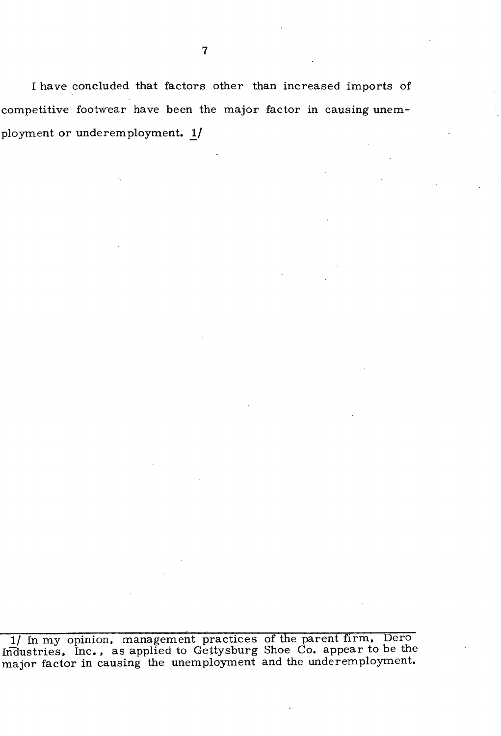I have concluded that factors other than increased imports of competitive footwear have been the major factor in causing unemployment or underemployment. 1/

---

1/ In my opinion, management practices of the parent firm, Dero Industries, Inc., as applied to Gettysburg Shoe Co. appear to be the major factor in causing the unemployment and the underemployment.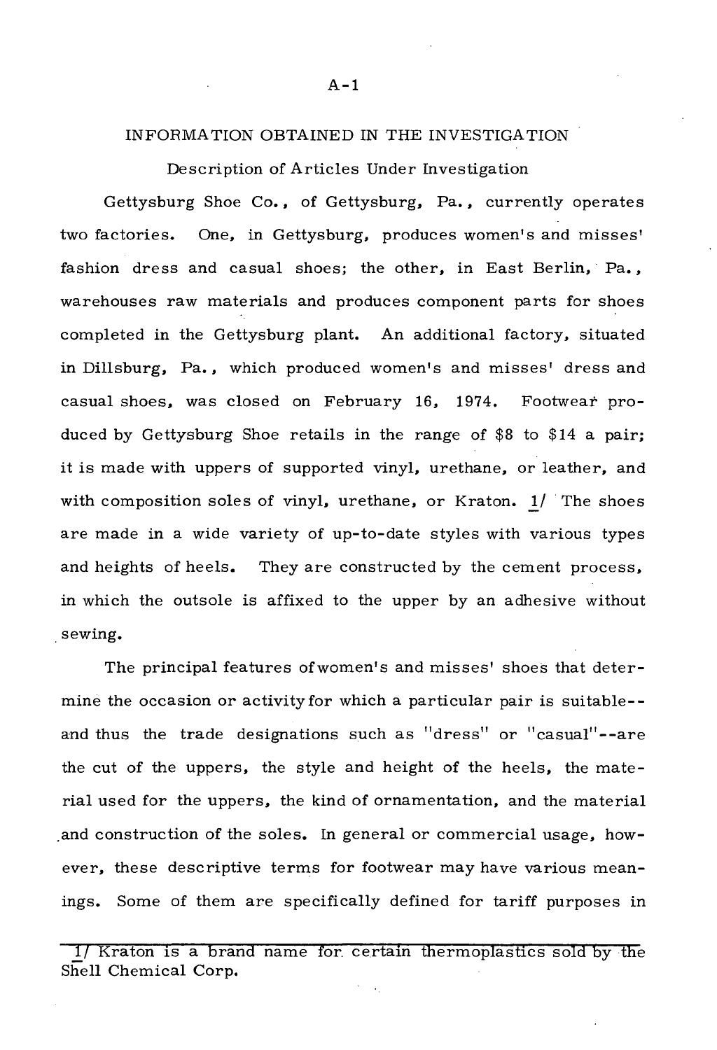## INFORMATION OBTAINED IN THE INVESTIGATION

### Description of Articles Under Investigation

Gettysburg Shoe Co., of Gettysburg, Pa., currently operates two factories. One, in Gettysburg, produces women's and misses' fashion dress and casual shoes; the other, in East Berlin, Pa., warehouses raw materials and produces component parts for shoes completed in the Gettysburg plant. An additional factory, situated in Dillsburg, Pa., which produced women's and misses' dress and casual shoes, was closed on February 16, 1974. Footwear produced by Gettysburg Shoe retails in the range of $8 to $14 a pair; it is made with uppers of supported vinyl, urethane, or leather, and with composition soles of vinyl, urethane, or Kraton. 1/ The shoes are made in a wide variety of up-to-date styles with various types and heights of heels. They are constructed by the cement process, in which the outsole is affixed to the upper by an adhesive without sewing.

The principal features of women's and misses' shoes that determine the occasion or activity for which a particular pair is suitable--and thus the trade designations such as "dress" or "casual"--are the cut of the uppers, the style and height of the heels, the material used for the uppers, the kind of ornamentation, and the material and construction of the soles. In general or commercial usage, however, these descriptive terms for footwear may have various meanings. Some of them are specifically defined for tariff purposes in

1/ Kraton is a brand name for certain thermoplastics sold by the Shell Chemical Corp.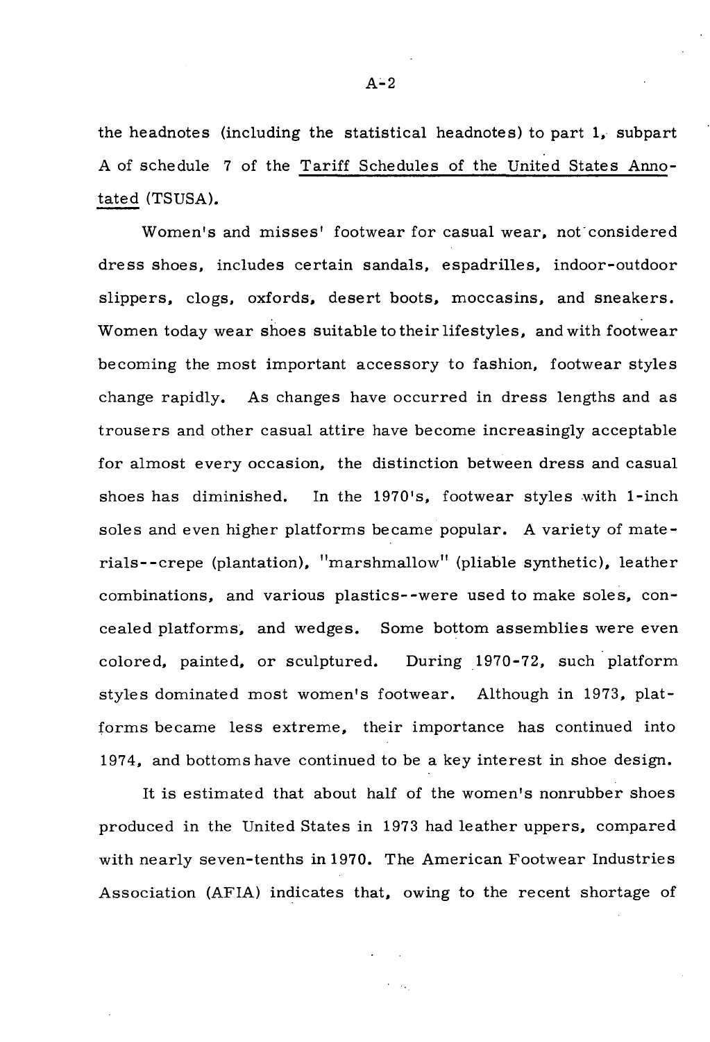the headnotes (including the statistical headnotes) to part 1, subpart A of schedule 7 of the Tariff Schedules of the United States Annotated (TSUSA).

Women's and misses' footwear for casual wear, not considered dress shoes, includes certain sandals, espadrilles, indoor-outdoor slippers, clogs, oxfords, desert boots, moccasins, and sneakers. Women today wear shoes suitable to their lifestyles, and with footwear becoming the most important accessory to fashion, footwear styles change rapidly. As changes have occurred in dress lengths and as trousers and other casual attire have become increasingly acceptable for almost every occasion, the distinction between dress and casual shoes has diminished. In the 1970's, footwear styles with 1-inch soles and even higher platforms became popular. A variety of materials--crepe (plantation), "marshmallow" (pliable synthetic), leather combinations, and various plastics--were used to make soles, concealed platforms, and wedges. Some bottom assemblies were even colored, painted, or sculptured. During 1970-72, such platform styles dominated most women's footwear. Although in 1973, platforms became less extreme, their importance has continued into 1974, and bottoms have continued to be a key interest in shoe design.

It is estimated that about half of the women's nonrubber shoes produced in the United States in 1973 had leather uppers, compared with nearly seven-tenths in 1970. The American Footwear Industries Association (AFIA) indicates that, owing to the recent shortage of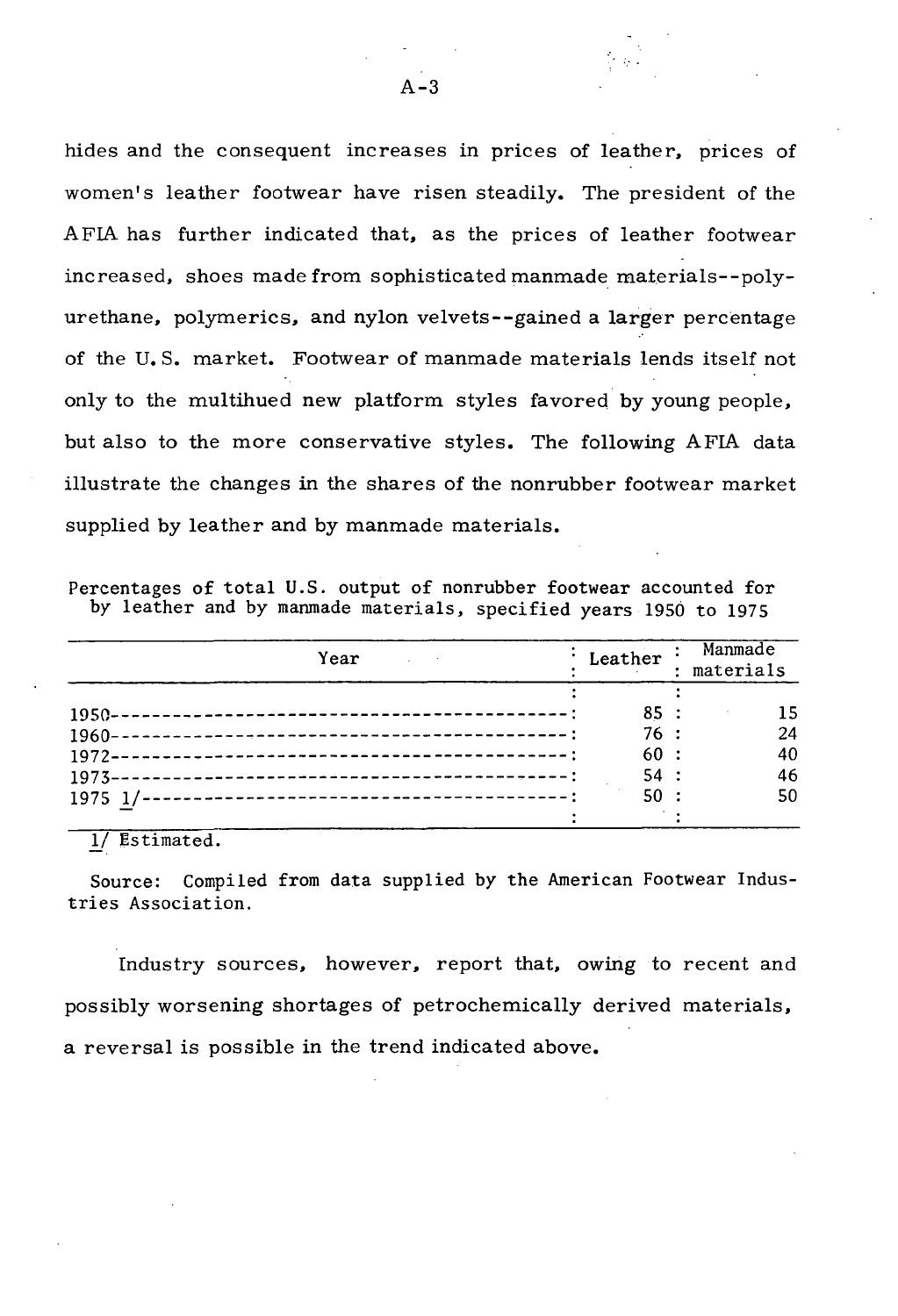hides and the consequent increases in prices of leather, prices of women's leather footwear have risen steadily. The president of the AFIA has further indicated that, as the prices of leather footwear increased, shoes made from sophisticated manmade materials--polyurethane, polymerics, and nylon velvets--gained a larger percentage of the U.S. market. Footwear of manmade materials lends itself not only to the multihued new platform styles favored by young people, but also to the more conservative styles. The following AFIA data illustrate the changes in the shares of the nonrubber footwear market supplied by leather and by manmade materials.

Percentages of total U.S. output of nonrubber footwear accounted for by leather and by manmade materials, specified years 1950 to 1975

| Year | Leather | Manmade materials |
|---|---|---|
| 1950 | 85 | 15 |
| 1960 | 76 | 24 |
| 1972 | 60 | 40 |
| 1973 | 54 | 46 |
| 1975 1/ | 50 | 50 |

1/ Estimated.

Source: Compiled from data supplied by the American Footwear Industries Association.

Industry sources, however, report that, owing to recent and possibly worsening shortages of petrochemically derived materials, a reversal is possible in the trend indicated above.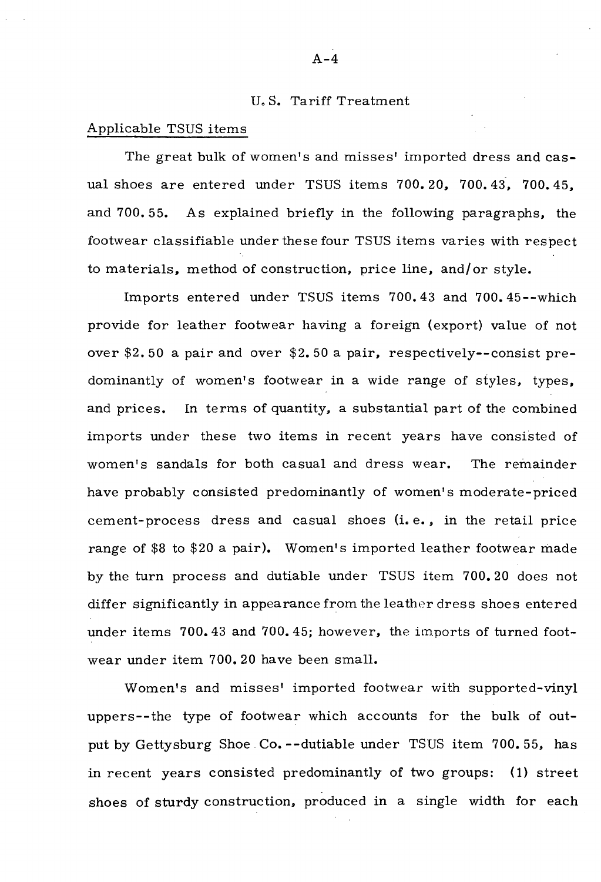## U. S. Tariff Treatment

### Applicable TSUS items

The great bulk of women's and misses' imported dress and casual shoes are entered under TSUS items 700.20, 700.43, 700.45, and 700.55. As explained briefly in the following paragraphs, the footwear classifiable under these four TSUS items varies with respect to materials, method of construction, price line, and/or style.

Imports entered under TSUS items 700.43 and 700.45--which provide for leather footwear having a foreign (export) value of not over $2.50 a pair and over $2.50 a pair, respectively--consist predominantly of women's footwear in a wide range of styles, types, and prices. In terms of quantity, a substantial part of the combined imports under these two items in recent years have consisted of women's sandals for both casual and dress wear. The remainder have probably consisted predominantly of women's moderate-priced cement-process dress and casual shoes (i. e., in the retail price range of $8 to $20 a pair). Women's imported leather footwear made by the turn process and dutiable under TSUS item 700.20 does not differ significantly in appearance from the leather dress shoes entered under items 700.43 and 700.45; however, the imports of turned footwear under item 700.20 have been small.

Women's and misses' imported footwear with supported-vinyl uppers--the type of footwear which accounts for the bulk of output by Gettysburg Shoe Co.--dutiable under TSUS item 700.55, has in recent years consisted predominantly of two groups: (1) street shoes of sturdy construction, produced in a single width for each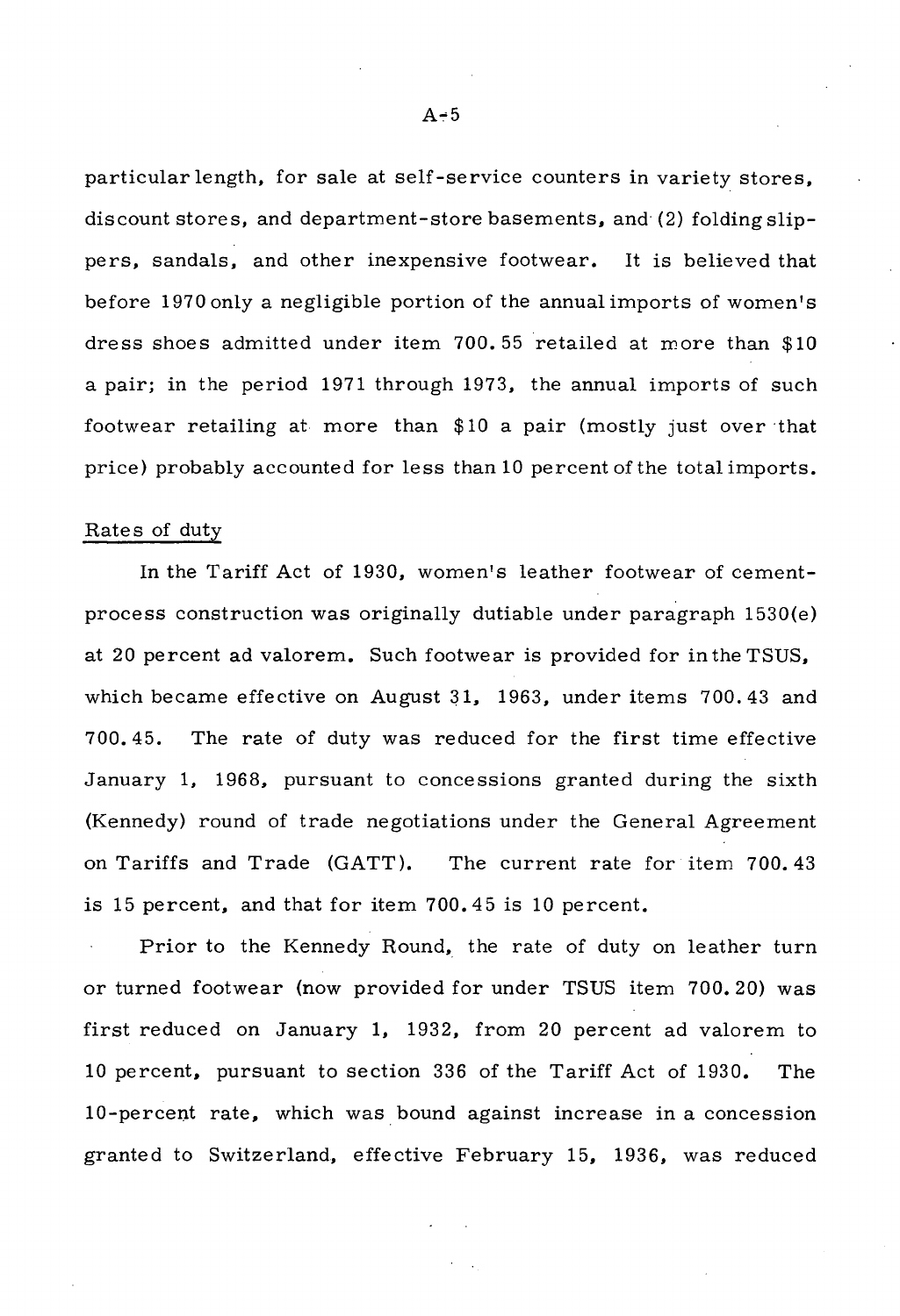particular length, for sale at self-service counters in variety stores, discount stores, and department-store basements, and (2) folding slippers, sandals, and other inexpensive footwear. It is believed that before 1970 only a negligible portion of the annual imports of women's dress shoes admitted under item 700.55 retailed at more than $10 a pair; in the period 1971 through 1973, the annual imports of such footwear retailing at more than $10 a pair (mostly just over that price) probably accounted for less than 10 percent of the total imports.

## Rates of duty

In the Tariff Act of 1930, women's leather footwear of cement-process construction was originally dutiable under paragraph 1530(e) at 20 percent ad valorem. Such footwear is provided for in the TSUS, which became effective on August 31, 1963, under items 700.43 and 700.45. The rate of duty was reduced for the first time effective January 1, 1968, pursuant to concessions granted during the sixth (Kennedy) round of trade negotiations under the General Agreement on Tariffs and Trade (GATT). The current rate for item 700.43 is 15 percent, and that for item 700.45 is 10 percent.

Prior to the Kennedy Round, the rate of duty on leather turn or turned footwear (now provided for under TSUS item 700.20) was first reduced on January 1, 1932, from 20 percent ad valorem to 10 percent, pursuant to section 336 of the Tariff Act of 1930. The 10-percent rate, which was bound against increase in a concession granted to Switzerland, effective February 15, 1936, was reduced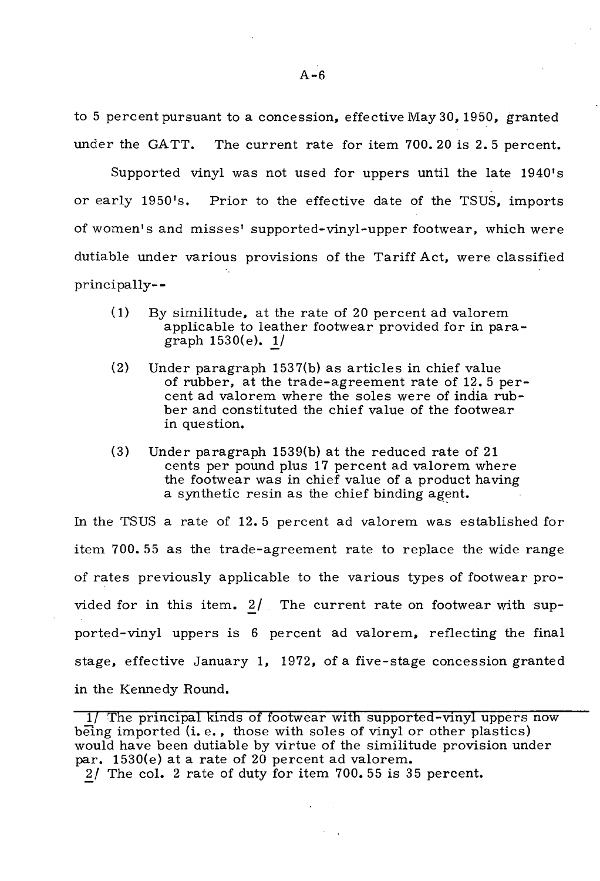to 5 percent pursuant to a concession, effective May 30, 1950, granted under the GATT. The current rate for item 700.20 is 2.5 percent.

Supported vinyl was not used for uppers until the late 1940's or early 1950's. Prior to the effective date of the TSUS, imports of women's and misses' supported-vinyl-upper footwear, which were dutiable under various provisions of the Tariff Act, were classified principally--

(1) By similitude, at the rate of 20 percent ad valorem applicable to leather footwear provided for in paragraph 1530(e). 1/

(2) Under paragraph 1537(b) as articles in chief value of rubber, at the trade-agreement rate of 12.5 percent ad valorem where the soles were of india rubber and constituted the chief value of the footwear in question.

(3) Under paragraph 1539(b) at the reduced rate of 21 cents per pound plus 17 percent ad valorem where the footwear was in chief value of a product having a synthetic resin as the chief binding agent.

In the TSUS a rate of 12.5 percent ad valorem was established for item 700.55 as the trade-agreement rate to replace the wide range of rates previously applicable to the various types of footwear provided for in this item. 2/ The current rate on footwear with supported-vinyl uppers is 6 percent ad valorem, reflecting the final stage, effective January 1, 1972, of a five-stage concession granted in the Kennedy Round.

---

1/ The principal kinds of footwear with supported-vinyl uppers now being imported (i.e., those with soles of vinyl or other plastics) would have been dutiable by virtue of the similitude provision under par. 1530(e) at a rate of 20 percent ad valorem.

2/ The col. 2 rate of duty for item 700.55 is 35 percent.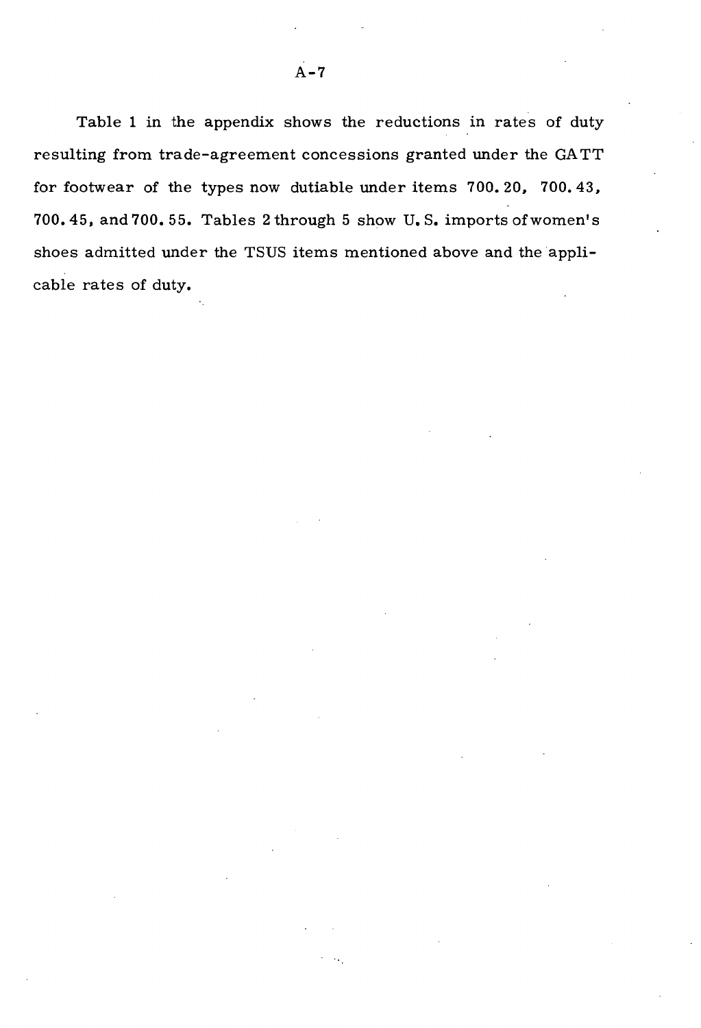Table 1 in the appendix shows the reductions in rates of duty resulting from trade-agreement concessions granted under the GATT for footwear of the types now dutiable under items 700.20, 700.43, 700.45, and 700.55. Tables 2 through 5 show U.S. imports of women's shoes admitted under the TSUS items mentioned above and the applicable rates of duty.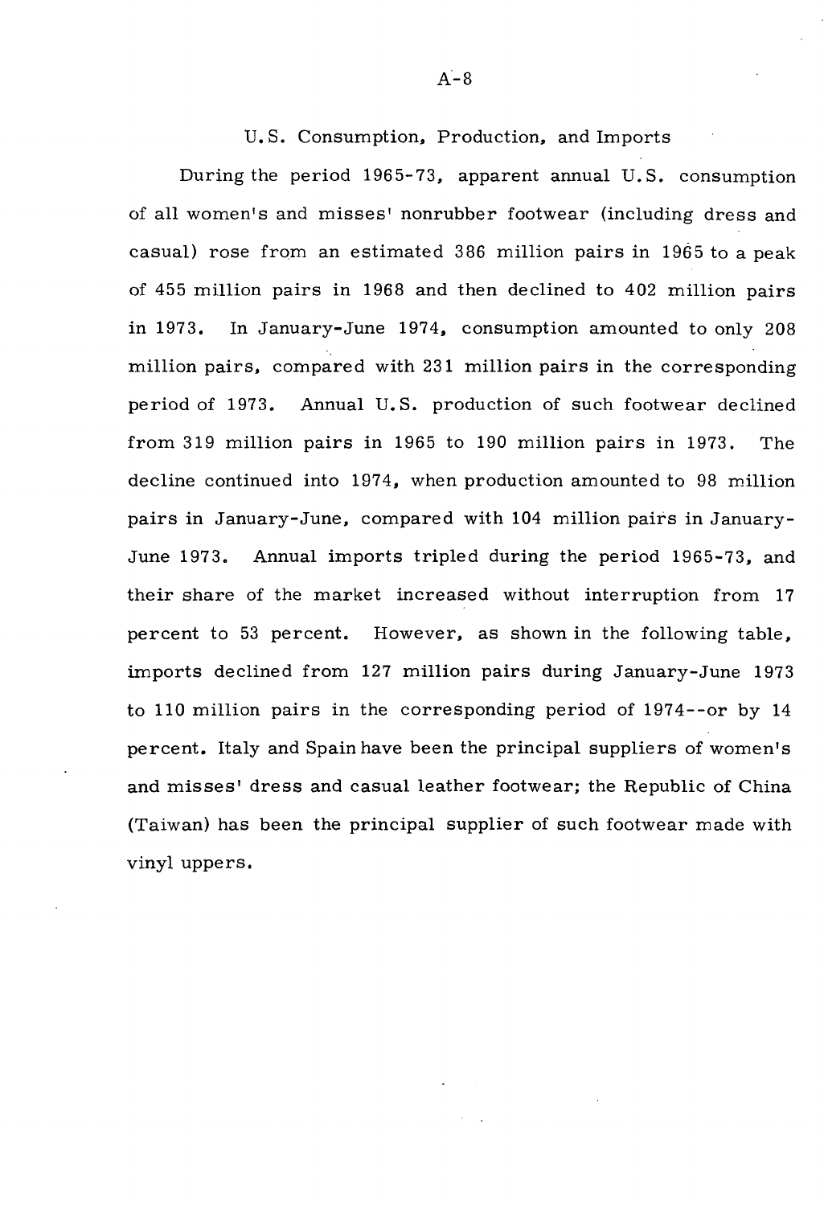## U.S. Consumption, Production, and Imports

During the period 1965-73, apparent annual U.S. consumption of all women's and misses' nonrubber footwear (including dress and casual) rose from an estimated 386 million pairs in 1965 to a peak of 455 million pairs in 1968 and then declined to 402 million pairs in 1973. In January-June 1974, consumption amounted to only 208 million pairs, compared with 231 million pairs in the corresponding period of 1973. Annual U.S. production of such footwear declined from 319 million pairs in 1965 to 190 million pairs in 1973. The decline continued into 1974, when production amounted to 98 million pairs in January-June, compared with 104 million pairs in January-June 1973. Annual imports tripled during the period 1965-73, and their share of the market increased without interruption from 17 percent to 53 percent. However, as shown in the following table, imports declined from 127 million pairs during January-June 1973 to 110 million pairs in the corresponding period of 1974--or by 14 percent. Italy and Spain have been the principal suppliers of women's and misses' dress and casual leather footwear; the Republic of China (Taiwan) has been the principal supplier of such footwear made with vinyl uppers.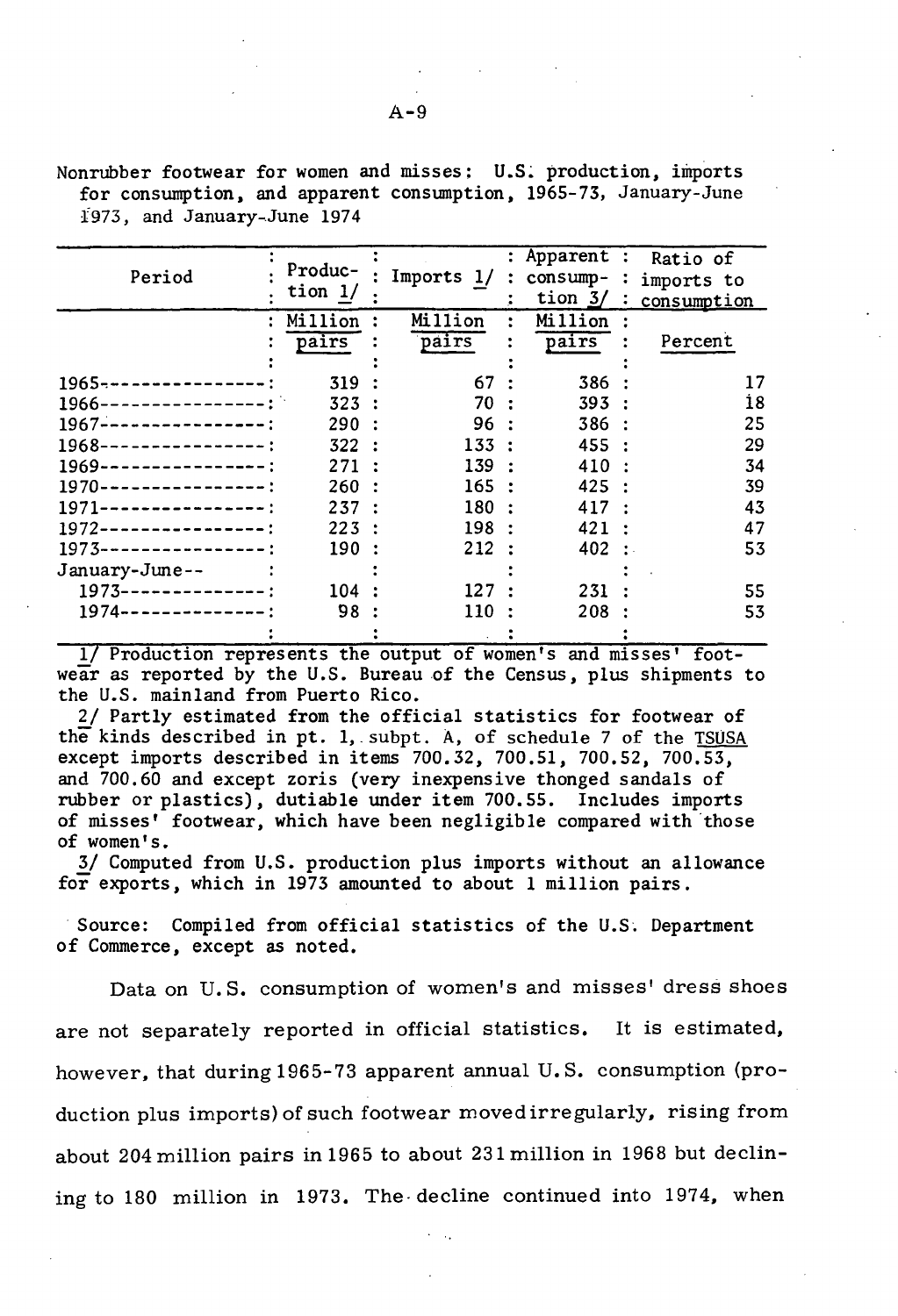Nonrubber footwear for women and misses: U.S. production, imports for consumption, and apparent consumption, 1965-73, January-June 1973, and January-June 1974

| Period | Production 1/ | Imports 1/ | Apparent consumption 3/ | Ratio of imports to consumption |
|---|---|---|---|---|
| | Million pairs | Million pairs | Million pairs | Percent |
| 1965 | 319 | 67 | 386 | 17 |
| 1966 | 323 | 70 | 393 | 18 |
| 1967 | 290 | 96 | 386 | 25 |
| 1968 | 322 | 133 | 455 | 29 |
| 1969 | 271 | 139 | 410 | 34 |
| 1970 | 260 | 165 | 425 | 39 |
| 1971 | 237 | 180 | 417 | 43 |
| 1972 | 223 | 198 | 421 | 47 |
| 1973 | 190 | 212 | 402 | 53 |
| January-June-- | | | | |
| 1973 | 104 | 127 | 231 | 55 |
| 1974 | 98 | 110 | 208 | 53 |

1/ Production represents the output of women's and misses' footwear as reported by the U.S. Bureau of the Census, plus shipments to the U.S. mainland from Puerto Rico.

2/ Partly estimated from the official statistics for footwear of the kinds described in pt. 1, subpt. A, of schedule 7 of the TSUSA except imports described in items 700.32, 700.51, 700.52, 700.53, and 700.60 and except zoris (very inexpensive thonged sandals of rubber or plastics), dutiable under item 700.55. Includes imports of misses' footwear, which have been negligible compared with those of women's.

3/ Computed from U.S. production plus imports without an allowance for exports, which in 1973 amounted to about 1 million pairs.

Source: Compiled from official statistics of the U.S. Department of Commerce, except as noted.

Data on U.S. consumption of women's and misses' dress shoes are not separately reported in official statistics. It is estimated, however, that during 1965-73 apparent annual U.S. consumption (production plus imports) of such footwear moved irregularly, rising from about 204 million pairs in 1965 to about 231 million in 1968 but declining to 180 million in 1973. The decline continued into 1974, when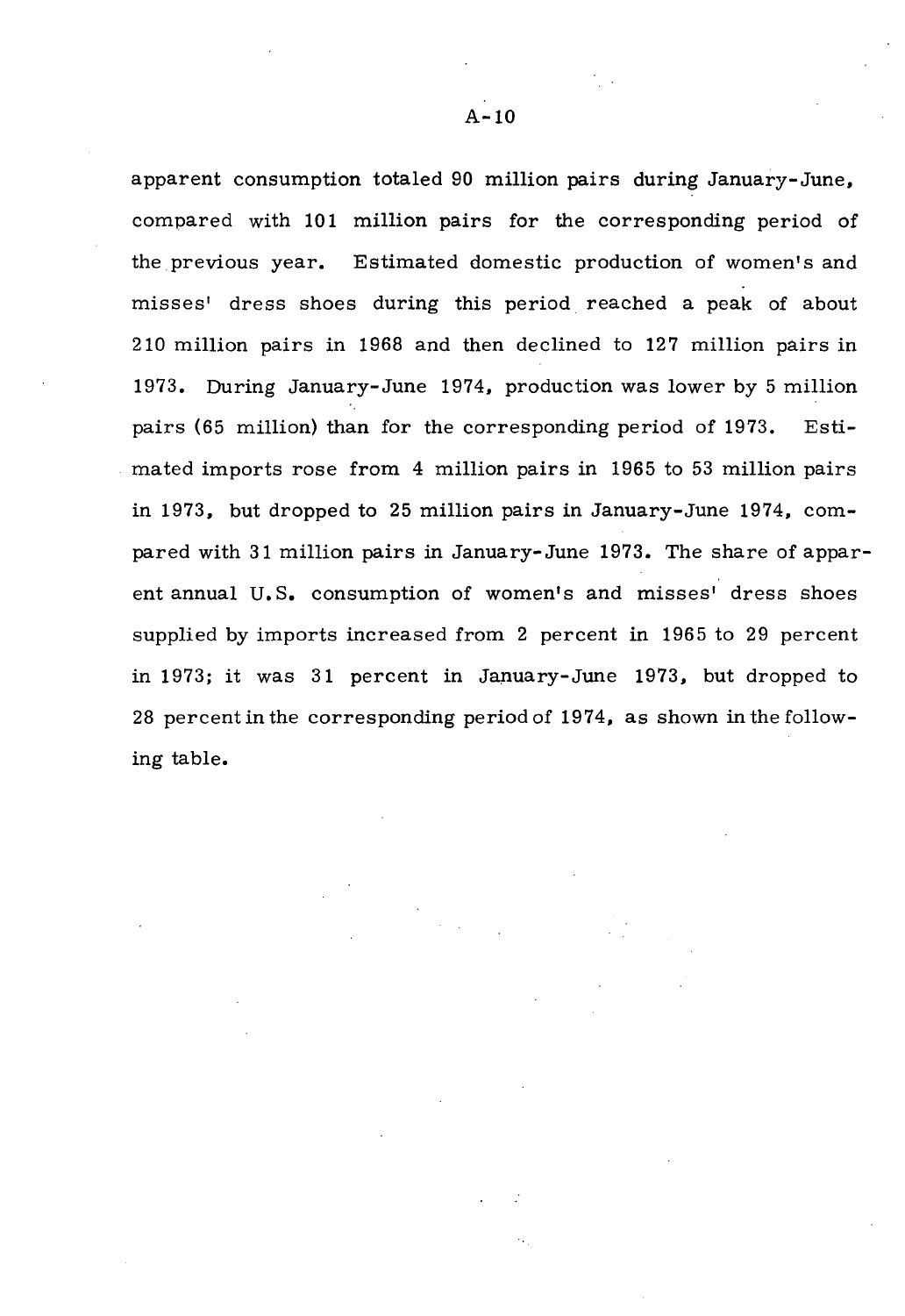apparent consumption totaled 90 million pairs during January-June, compared with 101 million pairs for the corresponding period of the previous year. Estimated domestic production of women's and misses' dress shoes during this period reached a peak of about 210 million pairs in 1968 and then declined to 127 million pairs in 1973. During January-June 1974, production was lower by 5 million pairs (65 million) than for the corresponding period of 1973. Estimated imports rose from 4 million pairs in 1965 to 53 million pairs in 1973, but dropped to 25 million pairs in January-June 1974, compared with 31 million pairs in January-June 1973. The share of apparent annual U.S. consumption of women's and misses' dress shoes supplied by imports increased from 2 percent in 1965 to 29 percent in 1973; it was 31 percent in January-June 1973, but dropped to 28 percent in the corresponding period of 1974, as shown in the following table.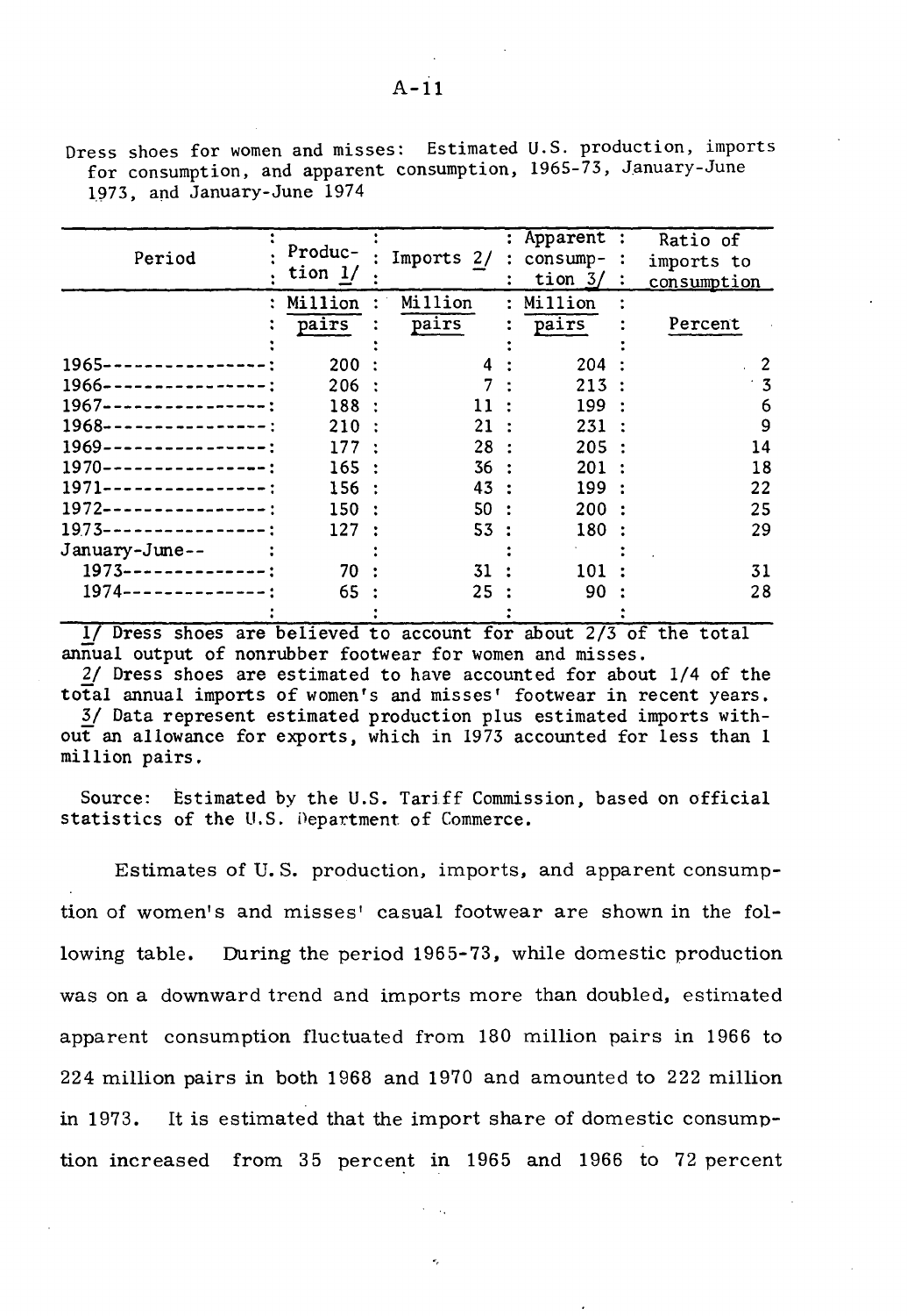Dress shoes for women and misses: Estimated U.S. production, imports for consumption, and apparent consumption, 1965-73, January-June 1973, and January-June 1974

| Period | Production 1/ | Imports 2/ | Apparent consumption 3/ | Ratio of imports to consumption |
|---|---|---|---|---|
| | Million pairs | Million pairs | Million pairs | Percent |
| 1965 | 200 | 4 | 204 | 2 |
| 1966 | 206 | 7 | 213 | 3 |
| 1967 | 188 | 11 | 199 | 6 |
| 1968 | 210 | 21 | 231 | 9 |
| 1969 | 177 | 28 | 205 | 14 |
| 1970 | 165 | 36 | 201 | 18 |
| 1971 | 156 | 43 | 199 | 22 |
| 1972 | 150 | 50 | 200 | 25 |
| 1973 | 127 | 53 | 180 | 29 |
| January-June-- | | | | |
| 1973 | 70 | 31 | 101 | 31 |
| 1974 | 65 | 25 | 90 | 28 |

1/ Dress shoes are believed to account for about 2/3 of the total annual output of nonrubber footwear for women and misses.

2/ Dress shoes are estimated to have accounted for about 1/4 of the total annual imports of women's and misses' footwear in recent years.

3/ Data represent estimated production plus estimated imports without an allowance for exports, which in 1973 accounted for less than 1 million pairs.

Source: Estimated by the U.S. Tariff Commission, based on official statistics of the U.S. Department of Commerce.

Estimates of U.S. production, imports, and apparent consumption of women's and misses' casual footwear are shown in the following table. During the period 1965-73, while domestic production was on a downward trend and imports more than doubled, estimated apparent consumption fluctuated from 180 million pairs in 1966 to 224 million pairs in both 1968 and 1970 and amounted to 222 million in 1973. It is estimated that the import share of domestic consumption increased from 35 percent in 1965 and 1966 to 72 percent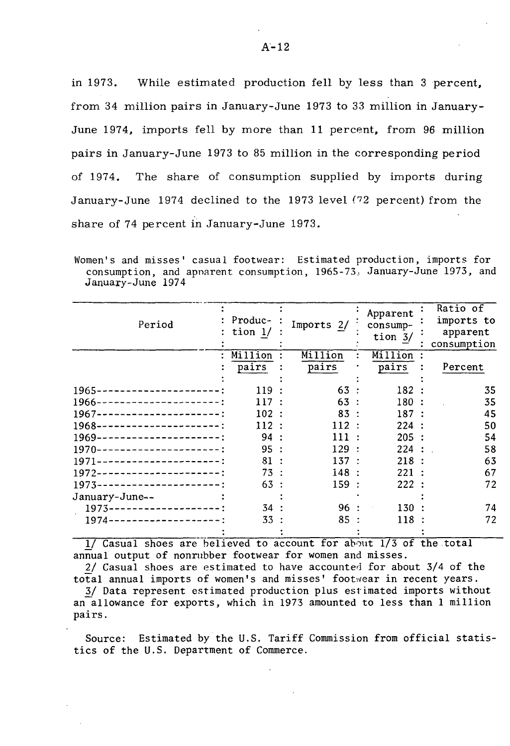in 1973. While estimated production fell by less than 3 percent, from 34 million pairs in January-June 1973 to 33 million in January-June 1974, imports fell by more than 11 percent, from 96 million pairs in January-June 1973 to 85 million in the corresponding period of 1974. The share of consumption supplied by imports during January-June 1974 declined to the 1973 level (72 percent) from the share of 74 percent in January-June 1973.

Women's and misses' casual footwear: Estimated production, imports for consumption, and apparent consumption, 1965-73, January-June 1973, and January-June 1974

| Period | Production 1/ | Imports 2/ | Apparent consumption 3/ | Ratio of imports to apparent consumption |
|---|---|---|---|---|
| | Million pairs | Million pairs | Million pairs | Percent |
| 1965 | 119 | 63 | 182 | 35 |
| 1966 | 117 | 63 | 180 | 35 |
| 1967 | 102 | 83 | 187 | 45 |
| 1968 | 112 | 112 | 224 | 50 |
| 1969 | 94 | 111 | 205 | 54 |
| 1970 | 95 | 129 | 224 | 58 |
| 1971 | 81 | 137 | 218 | 63 |
| 1972 | 73 | 148 | 221 | 67 |
| 1973 | 63 | 159 | 222 | 72 |
| January-June-- | | | | |
| 1973 | 34 | 96 | 130 | 74 |
| 1974 | 33 | 85 | 118 | 72 |

1/ Casual shoes are believed to account for about 1/3 of the total annual output of nonrubber footwear for women and misses.

2/ Casual shoes are estimated to have accounted for about 3/4 of the total annual imports of women's and misses' footwear in recent years.

3/ Data represent estimated production plus estimated imports without an allowance for exports, which in 1973 amounted to less than 1 million pairs.

Source: Estimated by the U.S. Tariff Commission from official statistics of the U.S. Department of Commerce.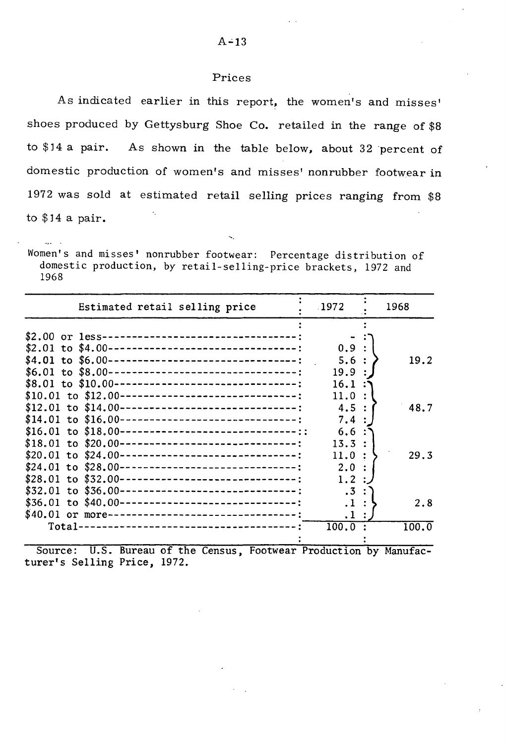## Prices

As indicated earlier in this report, the women's and misses' shoes produced by Gettysburg Shoe Co. retailed in the range of $8 to $14 a pair. As shown in the table below, about 32 percent of domestic production of women's and misses' nonrubber footwear in 1972 was sold at estimated retail selling prices ranging from $8 to $14 a pair.

Women's and misses' nonrubber footwear: Percentage distribution of domestic production, by retail-selling-price brackets, 1972 and 1968

| Estimated retail selling price | 1972 | 1968 |
|---|---|---|
| $2.00 or less | - | 19.2 |
| $2.01 to $4.00 | 0.9 | |
| $4.01 to $6.00 | 5.6 | |
| $6.01 to $8.00 | 19.9 | |
| $8.01 to $10.00 | 16.1 | 48.7 |
| $10.01 to $12.00 | 11.0 | |
| $12.01 to $14.00 | 4.5 | |
| $14.01 to $16.00 | 7.4 | |
| $16.01 to $18.00 | 6.6 | 29.3 |
| $18.01 to $20.00 | 13.3 | |
| $20.01 to $24.00 | 11.0 | |
| $24.01 to $28.00 | 2.0 | |
| $28.01 to $32.00 | 1.2 | |
| $32.01 to $36.00 | .3 | 2.8 |
| $36.01 to $40.00 | .1 | |
| $40.01 or more | .1 | |
| Total | 100.0 | 100.0 |

Source: U.S. Bureau of the Census, Footwear Production by Manufacturer's Selling Price, 1972.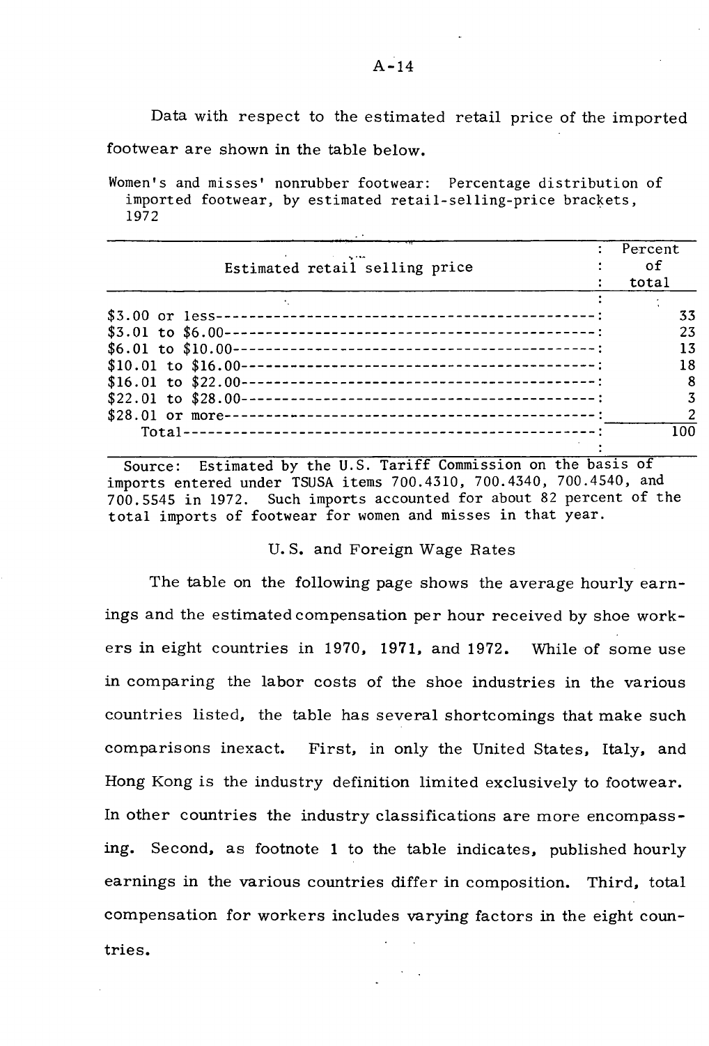Data with respect to the estimated retail price of the imported footwear are shown in the table below.

Women's and misses' nonrubber footwear: Percentage distribution of imported footwear, by estimated retail-selling-price brackets, 1972

| Estimated retail selling price | Percent of total |
|---|---|
| $3.00 or less | 33 |
| $3.01 to $6.00 | 23 |
| $6.01 to $10.00 | 13 |
| $10.01 to $16.00 | 18 |
| $16.01 to $22.00 | 8 |
| $22.01 to $28.00 | 3 |
| $28.01 or more | 2 |
| Total | 100 |

Source: Estimated by the U.S. Tariff Commission on the basis of imports entered under TSUSA items 700.4310, 700.4340, 700.4540, and 700.5545 in 1972. Such imports accounted for about 82 percent of the total imports of footwear for women and misses in that year.

## U.S. and Foreign Wage Rates

The table on the following page shows the average hourly earnings and the estimated compensation per hour received by shoe workers in eight countries in 1970, 1971, and 1972. While of some use in comparing the labor costs of the shoe industries in the various countries listed, the table has several shortcomings that make such comparisons inexact. First, in only the United States, Italy, and Hong Kong is the industry definition limited exclusively to footwear. In other countries the industry classifications are more encompassing. Second, as footnote 1 to the table indicates, published hourly earnings in the various countries differ in composition. Third, total compensation for workers includes varying factors in the eight countries.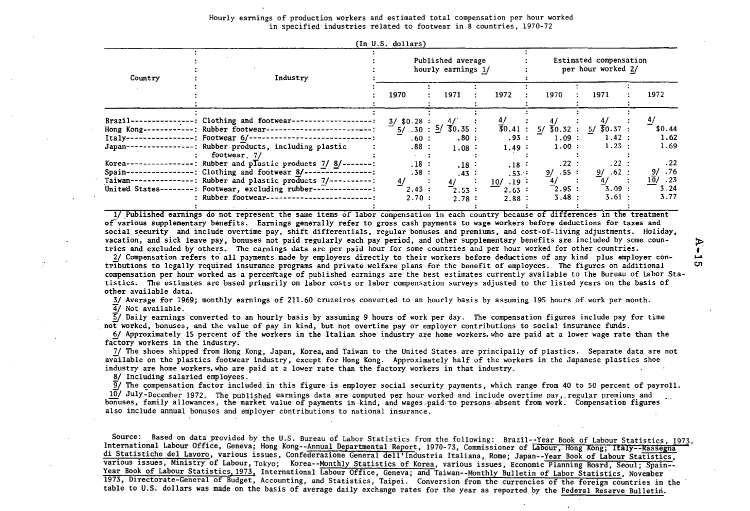Hourly earnings of production workers and estimated total compensation per hour worked in specified industries related to footwear in 8 countries, 1970-72

(In U.S. dollars)

| Country | Industry | Published average hourly earnings 1/ | | | Estimated compensation per hour worked 2/ | | |
|---|---|---|---|---|---|---|---|
| | | 1970 | 1971 | 1972 | 1970 | 1971 | 1972 |
| Brazil | Clothing and footwear | 3/ $0.28 | 4/ | 4/ | 4/ | 4/ | 4/ |
| Hong Kong | Rubber footwear | 5/ .30 | 5/ $0.35 | $0.41 | 5/ $0.32 | 5/ $0.37 | $0.44 |
| Italy | Footwear 6/ | .60 | .80 | .93 | 1.09 | 1.42 | 1.62 |
| Japan | Rubber products, including plastic footwear. 7/ | .88 | 1.08 | 1.49 | 1.00 | 1.23 | 1.69 |
| Korea | Rubber and plastic products 7/ 8/ | .18 | .18 | .18 | .22 | .22 | .22 |
| Spain | Clothing and footwear 8/ | .38 | .43 | .53 | 9/ .55 | 9/ .62 | 9/ .76 |
| Taiwan | Rubber and plastic products 7/ | 4/ | 4/ | 10/ .19 | 4/ | 4/ | 10/ .23 |
| United States | Footwear, excluding rubber | 2.43 | 2.53 | 2.63 | 2.95 | 3.09 | 3.24 |
| | Rubber footwear | 2.70 | 2.78 | 2.88 | 3.48 | 3.61 | 3.77 |

1/ Published earnings do not represent the same items of labor compensation in each country because of differences in the treatment of various supplementary benefits. Earnings generally refer to gross cash payments to wage workers before deductions for taxes and social security and include overtime pay, shift differentials, regular bonuses and premiums, and cost-of-living adjustments. Holiday, vacation, and sick leave pay, bonuses not paid regularly each pay period, and other supplementary benefits are included by some countries and excluded by others. The earnings data are per paid hour for some countries and per hour worked for other countries.

2/ Compensation refers to all payments made by employers directly to their workers before deductions of any kind plus employer contributions to legally required insurance programs and private welfare plans for the benefit of employees. The figures on additional compensation per hour worked as a percentage of published earnings are the best estimates currently available to the Bureau of Labor Statistics. The estimates are based primarily on labor costs or labor compensation surveys adjusted to the listed years on the basis of other available data.

3/ Average for 1969; monthly earnings of 211.60 cruzeiros converted to an hourly basis by assuming 195 hours of work per month.

4/ Not available.

5/ Daily earnings converted to an hourly basis by assuming 9 hours of work per day. The compensation figures include pay for time not worked, bonuses, and the value of pay in kind, but not overtime pay or employer contributions to social insurance funds.

6/ Approximately 15 percent of the workers in the Italian shoe industry are home workers, who are paid at a lower wage rate than the factory workers in the industry.

7/ The shoes shipped from Hong Kong, Japan, Korea, and Taiwan to the United States are principally of plastics. Separate data are not available on the plastics footwear industry, except for Hong Kong. Approximately half of the workers in the Japanese plastics shoe industry are home workers, who are paid at a lower rate than the factory workers in that industry.

8/ Including salaried employees.

9/ The compensation factor included in this figure is employer social security payments, which range from 40 to 50 percent of payroll.

10/ July-December 1972. The published earnings data are computed per hour worked and include overtime pay, regular premiums and bonuses, family allowances, the market value of payments in kind, and wages paid to persons absent from work. Compensation figures also include annual bonuses and employer contributions to national insurance.

Source: Based on data provided by the U.S. Bureau of Labor Statistics from the following: Brazil--Year Book of Labour Statistics, 1973, International Labour Office, Geneva; Hong Kong--Annual Departmental Report, 1970-73, Commissioner of Labour, Hong Kong; Italy--Rassegna di Statistiche del Lavoro, various issues, Confederazione General dell'Industria Italiana, Rome; Japan--Year Book of Labour Statistics, various issues, Ministry of Labour, Tokyo; Korea--Monthly Statistics of Korea, various issues, Economic Planning Board, Seoul; Spain--Year Book of Labour Statistics, 1973, International Labour Office, Geneva; and Taiwan--Monthly Bulletin of Labor Statistics, November 1973, Directorate-General of Budget, Accounting, and Statistics, Taipei. Conversion from the currencies of the foreign countries in the table to U.S. dollars was made on the basis of average daily exchange rates for the year as reported by the Federal Reserve Bulletin.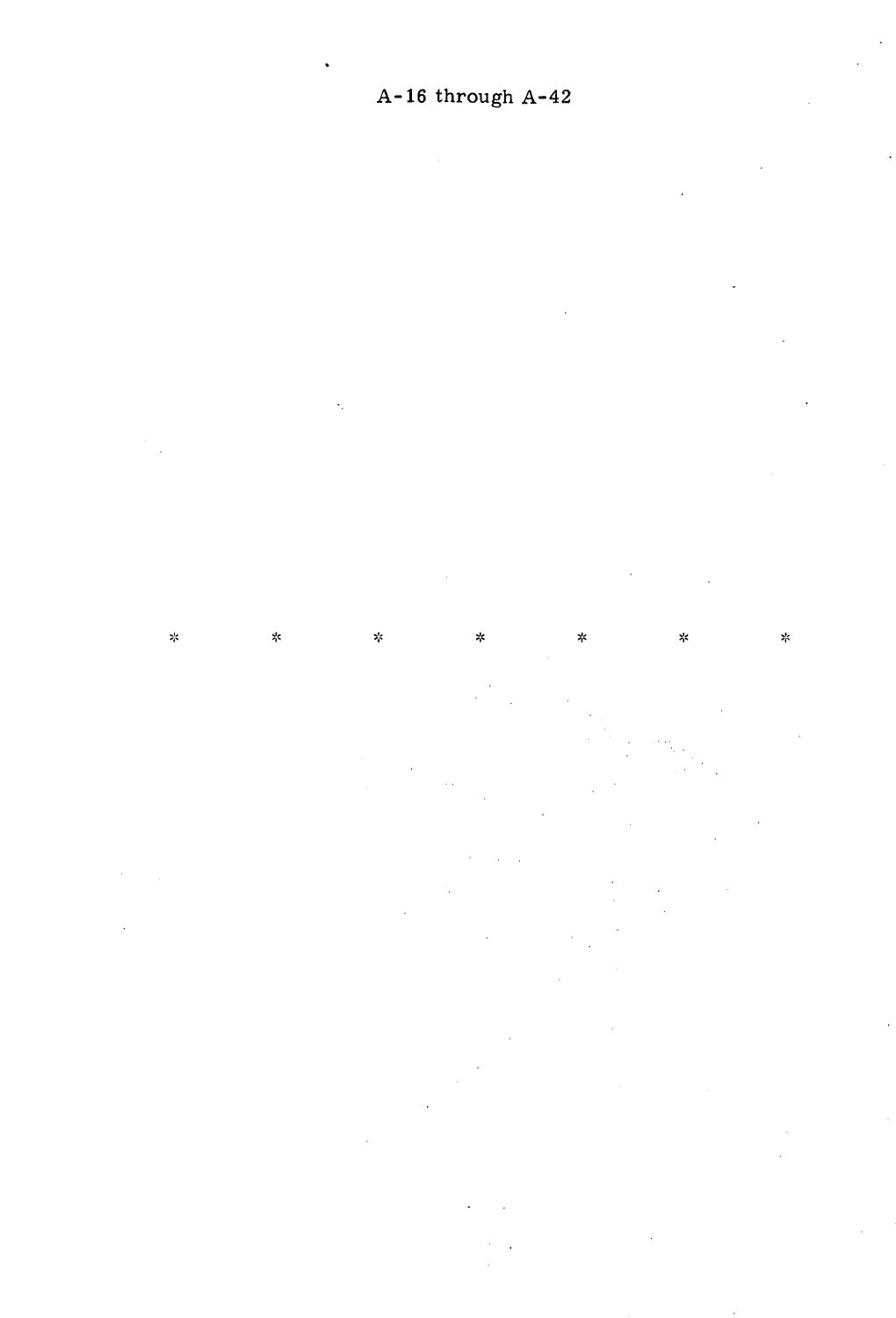A-16 through A-42

*       *       *       *       *       *       *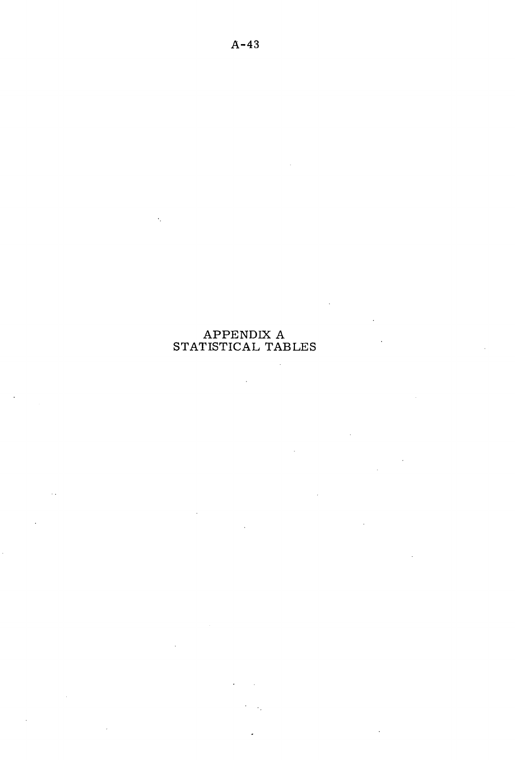# APPENDIX A
# STATISTICAL TABLES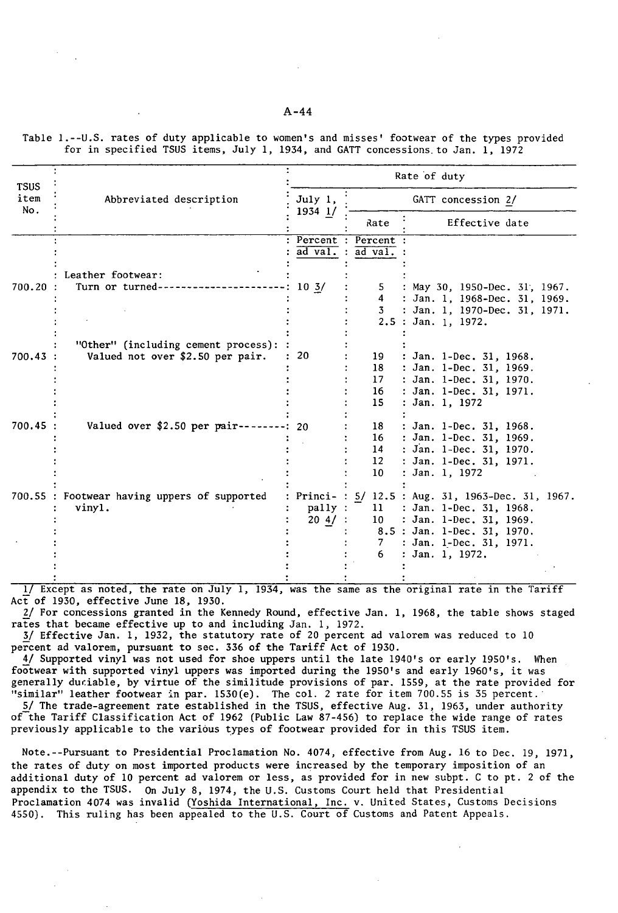Table 1.--U.S. rates of duty applicable to women's and misses' footwear of the types provided for in specified TSUS items, July 1, 1934, and GATT concessions to Jan. 1, 1972

| TSUS item No. | Abbreviated description | Rate of duty | | |
|---|---|---|---|---|
| | | July 1, 1934 1/ | GATT concession 2/ | |
| | | | Rate | Effective date |
| | | Percent ad val. | Percent ad val. | |
| | Leather footwear: | | | |
| 700.20 | Turn or turned---------------------- | 10 3/ | 5 | May 30, 1950-Dec. 31, 1967. |
| | | | 4 | Jan. 1, 1968-Dec. 31, 1969. |
| | | | 3 | Jan. 1, 1970-Dec. 31, 1971. |
| | | | 2.5 | Jan. 1, 1972. |
| | "Other" (including cement process): | | | |
| 700.43 | Valued not over $2.50 per pair. | 20 | 19 | Jan. 1-Dec. 31, 1968. |
| | | | 18 | Jan. 1-Dec. 31, 1969. |
| | | | 17 | Jan. 1-Dec. 31, 1970. |
| | | | 16 | Jan. 1-Dec. 31, 1971. |
| | | | 15 | Jan. 1, 1972 |
| 700.45 | Valued over $2.50 per pair-------- | 20 | 18 | Jan. 1-Dec. 31, 1968. |
| | | | 16 | Jan. 1-Dec. 31, 1969. |
| | | | 14 | Jan. 1-Dec. 31, 1970. |
| | | | 12 | Jan. 1-Dec. 31, 1971. |
| | | | 10 | Jan. 1, 1972 |
| 700.55 | Footwear having uppers of supported vinyl. | Principally 20 4/ | 5/ 12.5 | Aug. 31, 1963-Dec. 31, 1967. |
| | | | 11 | Jan. 1-Dec. 31, 1968. |
| | | | 10 | Jan. 1-Dec. 31, 1969. |
| | | | 8.5 | Jan. 1-Dec. 31, 1970. |
| | | | 7 | Jan. 1-Dec. 31, 1971. |
| | | | 6 | Jan. 1, 1972. |

1/ Except as noted, the rate on July 1, 1934, was the same as the original rate in the Tariff Act of 1930, effective June 18, 1930.

2/ For concessions granted in the Kennedy Round, effective Jan. 1, 1968, the table shows staged rates that became effective up to and including Jan. 1, 1972.

3/ Effective Jan. 1, 1932, the statutory rate of 20 percent ad valorem was reduced to 10 percent ad valorem, pursuant to sec. 336 of the Tariff Act of 1930.

4/ Supported vinyl was not used for shoe uppers until the late 1940's or early 1950's. When footwear with supported vinyl uppers was imported during the 1950's and early 1960's, it was generally dutiable, by virtue of the similitude provisions of par. 1559, at the rate provided for "similar" leather footwear in par. 1530(e). The col. 2 rate for item 700.55 is 35 percent.

5/ The trade-agreement rate established in the TSUS, effective Aug. 31, 1963, under authority of the Tariff Classification Act of 1962 (Public Law 87-456) to replace the wide range of rates previously applicable to the various types of footwear provided for in this TSUS item.

Note.--Pursuant to Presidential Proclamation No. 4074, effective from Aug. 16 to Dec. 19, 1971, the rates of duty on most imported products were increased by the temporary imposition of an additional duty of 10 percent ad valorem or less, as provided for in new subpt. C to pt. 2 of the appendix to the TSUS. On July 8, 1974, the U.S. Customs Court held that Presidential Proclamation 4074 was invalid (Yoshida International, Inc. v. United States, Customs Decisions 4550). This ruling has been appealed to the U.S. Court of Customs and Patent Appeals.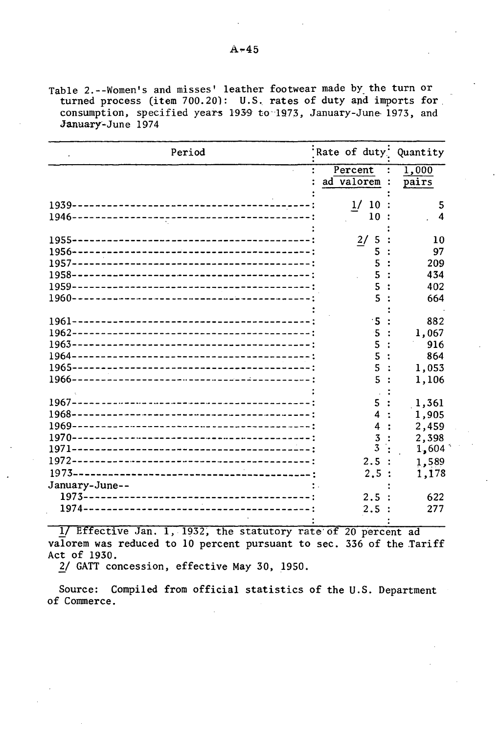Table 2.--Women's and misses' leather footwear made by the turn or turned process (item 700.20): U.S. rates of duty and imports for consumption, specified years 1939 to 1973, January-June 1973, and January-June 1974

| Period | Rate of duty | Quantity |
|---|---|---|
| | Percent ad valorem | 1,000 pairs |
| 1939 | 1/ 10 | 5 |
| 1946 | 10 | 4 |
| 1955 | 2/ 5 | 10 |
| 1956 | 5 | 97 |
| 1957 | 5 | 209 |
| 1958 | 5 | 434 |
| 1959 | 5 | 402 |
| 1960 | 5 | 664 |
| 1961 | 5 | 882 |
| 1962 | 5 | 1,067 |
| 1963 | 5 | 916 |
| 1964 | 5 | 864 |
| 1965 | 5 | 1,053 |
| 1966 | 5 | 1,106 |
| 1967 | 5 | 1,361 |
| 1968 | 4 | 1,905 |
| 1969 | 4 | 2,459 |
| 1970 | 3 | 2,398 |
| 1971 | 3 | 1,604 |
| 1972 | 2.5 | 1,589 |
| 1973 | 2.5 | 1,178 |
| January-June-- | | |
| 1973 | 2.5 | 622 |
| 1974 | 2.5 | 277 |

1/ Effective Jan. 1, 1932, the statutory rate of 20 percent ad valorem was reduced to 10 percent pursuant to sec. 336 of the Tariff Act of 1930.

2/ GATT concession, effective May 30, 1950.

Source: Compiled from official statistics of the U.S. Department of Commerce.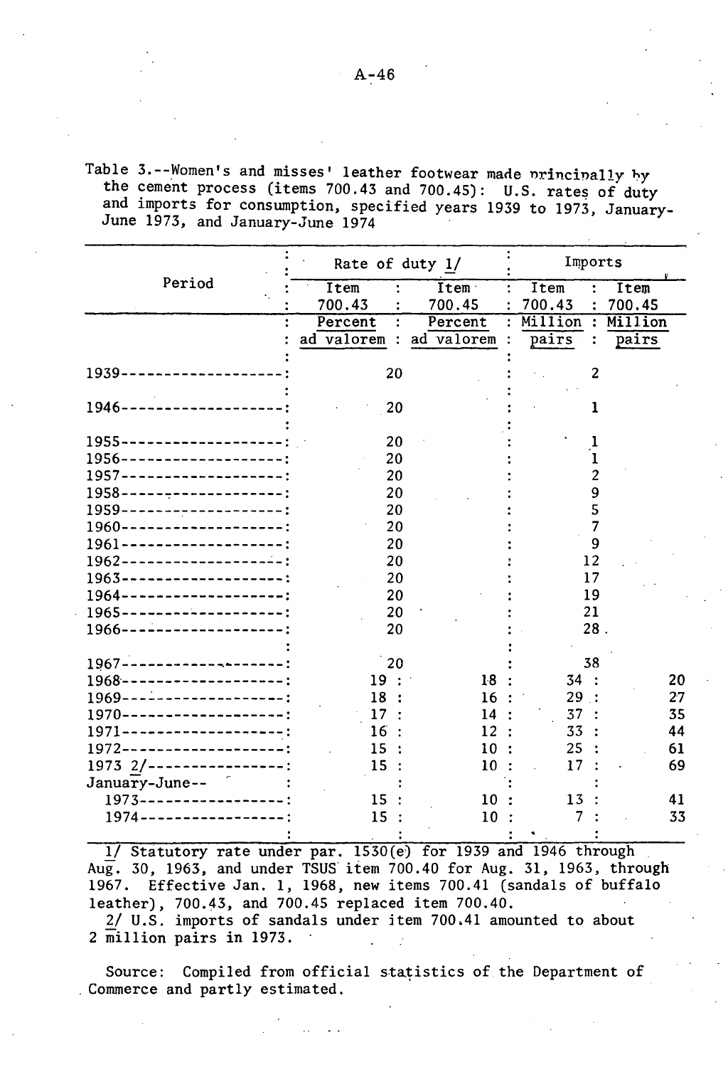Table 3.--Women's and misses' leather footwear made principally by the cement process (items 700.43 and 700.45): U.S. rates of duty and imports for consumption, specified years 1939 to 1973, January-June 1973, and January-June 1974

| Period | Rate of duty 1/ | | Imports | |
|---|---|---|---|---|
| | Item 700.43 | Item 700.45 | Item 700.43 | Item 700.45 |
| | Percent ad valorem | Percent ad valorem | Million pairs | Million pairs |
| 1939 | 20 | | 2 | |
| 1946 | 20 | | 1 | |
| 1955 | 20 | | 1 | |
| 1956 | 20 | | 1 | |
| 1957 | 20 | | 2 | |
| 1958 | 20 | | 9 | |
| 1959 | 20 | | 5 | |
| 1960 | 20 | | 7 | |
| 1961 | 20 | | 9 | |
| 1962 | 20 | | 12 | |
| 1963 | 20 | | 17 | |
| 1964 | 20 | | 19 | |
| 1965 | 20 | | 21 | |
| 1966 | 20 | | 28 | |
| 1967 | 20 | | 38 | |
| 1968 | 19 | 18 | 34 | 20 |
| 1969 | 18 | 16 | 29 | 27 |
| 1970 | 17 | 14 | 37 | 35 |
| 1971 | 16 | 12 | 33 | 44 |
| 1972 | 15 | 10 | 25 | 61 |
| 1973 2/ | 15 | 10 | 17 | 69 |
| January-June-- | | | | |
| 1973 | 15 | 10 | 13 | 41 |
| 1974 | 15 | 10 | 7 | 33 |

1/ Statutory rate under par. 1530(e) for 1939 and 1946 through Aug. 30, 1963, and under TSUS item 700.40 for Aug. 31, 1963, through 1967. Effective Jan. 1, 1968, new items 700.41 (sandals of buffalo leather), 700.43, and 700.45 replaced item 700.40.

2/ U.S. imports of sandals under item 700.41 amounted to about 2 million pairs in 1973.

Source: Compiled from official statistics of the Department of Commerce and partly estimated.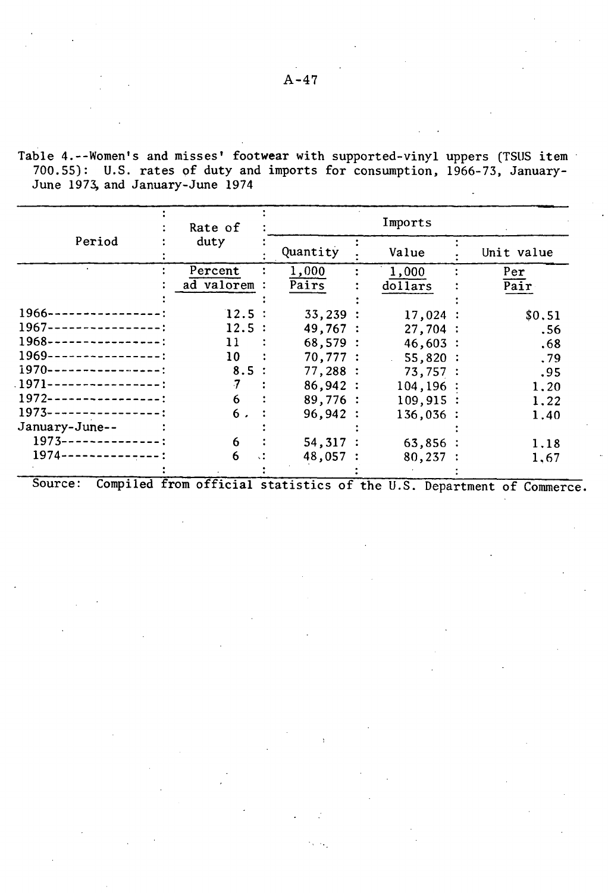Table 4.--Women's and misses' footwear with supported-vinyl uppers (TSUS item 700.55): U.S. rates of duty and imports for consumption, 1966-73, January-June 1973, and January-June 1974

| Period | Rate of duty | Imports | | |
|---|---|---|---|---|
| | | Quantity | Value | Unit value |
| | Percent ad valorem | 1,000 Pairs | 1,000 dollars | Per Pair |
| 1966 | 12.5 | 33,239 | 17,024 | $0.51 |
| 1967 | 12.5 | 49,767 | 27,704 | .56 |
| 1968 | 11 | 68,579 | 46,603 | .68 |
| 1969 | 10 | 70,777 | 55,820 | .79 |
| 1970 | 8.5 | 77,288 | 73,757 | .95 |
| 1971 | 7 | 86,942 | 104,196 | 1.20 |
| 1972 | 6 | 89,776 | 109,915 | 1.22 |
| 1973 | 6 | 96,942 | 136,036 | 1.40 |
| January-June-- | | | | |
| 1973 | 6 | 54,317 | 63,856 | 1.18 |
| 1974 | 6 | 48,057 | 80,237 | 1.67 |

Source: Compiled from official statistics of the U.S. Department of Commerce.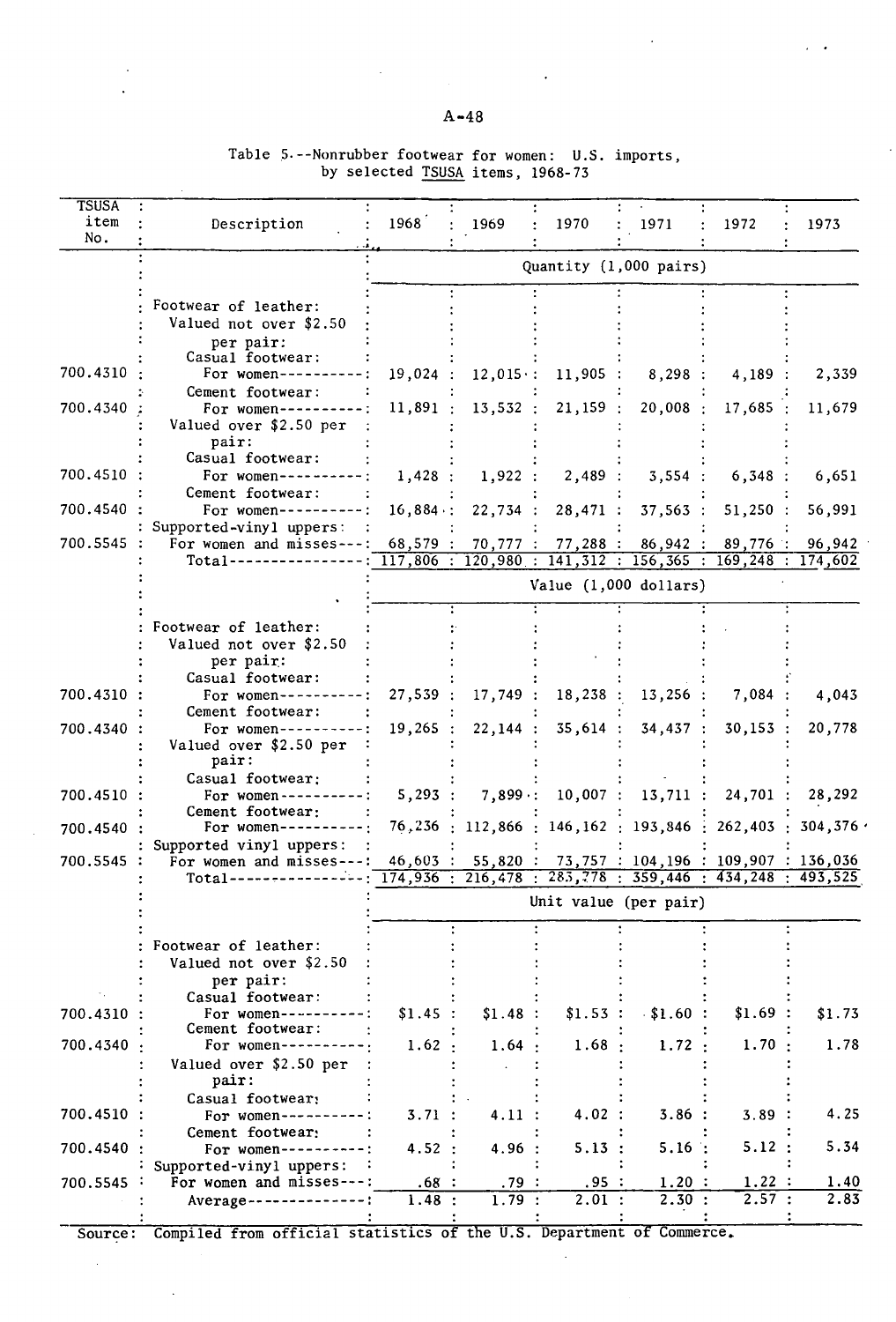Table 5.--Nonrubber footwear for women: U.S. imports, by selected TSUSA items, 1968-73

| TSUSA item No. | Description | 1968 | 1969 | 1970 | 1971 | 1972 | 1973 |
|---|---|---|---|---|---|---|---|
| | | Quantity (1,000 pairs) | | | | | |
| | Footwear of leather: | | | | | | |
| | Valued not over $2.50 per pair: | | | | | | |
| | Casual footwear: | | | | | | |
| 700.4310 | For women---------- | 19,024 | 12,015 | 11,905 | 8,298 | 4,189 | 2,339 |
| | Cement footwear: | | | | | | |
| 700.4340 | For women---------- | 11,891 | 13,532 | 21,159 | 20,008 | 17,685 | 11,679 |
| | Valued over $2.50 per pair: | | | | | | |
| | Casual footwear: | | | | | | |
| 700.4510 | For women---------- | 1,428 | 1,922 | 2,489 | 3,554 | 6,348 | 6,651 |
| | Cement footwear: | | | | | | |
| 700.4540 | For women---------- | 16,884 | 22,734 | 28,471 | 37,563 | 51,250 | 56,991 |
| | Supported-vinyl uppers: | | | | | | |
| 700.5545 | For women and misses--- | 68,579 | 70,777 | 77,288 | 86,942 | 89,776 | 96,942 |
| | Total---------------- | 117,806 | 120,980 | 141,312 | 156,365 | 169,248 | 174,602 |
| | | Value (1,000 dollars) | | | | | |
| | Footwear of leather: | | | | | | |
| | Valued not over $2.50 per pair: | | | | | | |
| | Casual footwear: | | | | | | |
| 700.4310 | For women---------- | 27,539 | 17,749 | 18,238 | 13,256 | 7,084 | 4,043 |
| | Cement footwear: | | | | | | |
| 700.4340 | For women---------- | 19,265 | 22,144 | 35,614 | 34,437 | 30,153 | 20,778 |
| | Valued over $2.50 per pair: | | | | | | |
| | Casual footwear: | | | | | | |
| 700.4510 | For women---------- | 5,293 | 7,899 | 10,007 | 13,711 | 24,701 | 28,292 |
| | Cement footwear: | | | | | | |
| 700.4540 | For women---------- | 76,236 | 112,866 | 146,162 | 193,846 | 262,403 | 304,376 |
| | Supported vinyl uppers: | | | | | | |
| 700.5545 | For women and misses--- | 46,603 | 55,820 | 73,757 | 104,196 | 109,907 | 136,036 |
| | Total---------------- | 174,936 | 216,478 | 283,778 | 359,446 | 434,248 | 493,525 |
| | | Unit value (per pair) | | | | | |
| | Footwear of leather: | | | | | | |
| | Valued not over $2.50 per pair: | | | | | | |
| | Casual footwear: | | | | | | |
| 700.4310 | For women---------- | $1.45 | $1.48 | $1.53 | $1.60 | $1.69 | $1.73 |
| | Cement footwear: | | | | | | |
| 700.4340 | For women---------- | 1.62 | 1.64 | 1.68 | 1.72 | 1.70 | 1.78 |
| | Valued over $2.50 per pair: | | | | | | |
| | Casual footwear: | | | | | | |
| 700.4510 | For women---------- | 3.71 | 4.11 | 4.02 | 3.86 | 3.89 | 4.25 |
| | Cement footwear: | | | | | | |
| 700.4540 | For women---------- | 4.52 | 4.96 | 5.13 | 5.16 | 5.12 | 5.34 |
| | Supported-vinyl uppers: | | | | | | |
| 700.5545 | For women and misses--- | .68 | .79 | .95 | 1.20 | 1.22 | 1.40 |
| | Average-------------- | 1.48 | 1.79 | 2.01 | 2.30 | 2.57 | 2.83 |

Source: Compiled from official statistics of the U.S. Department of Commerce.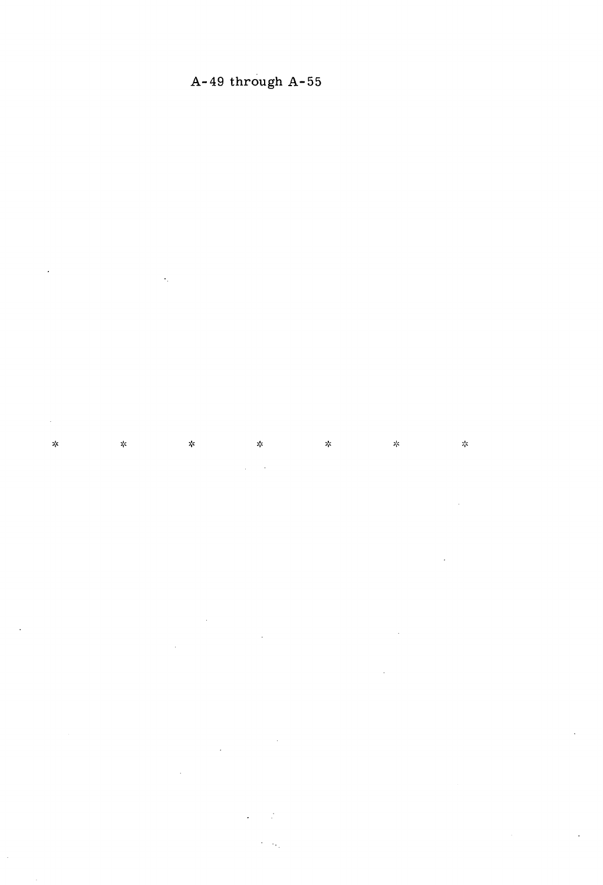A-49 through A-55

*          *          *          *          *          *          *